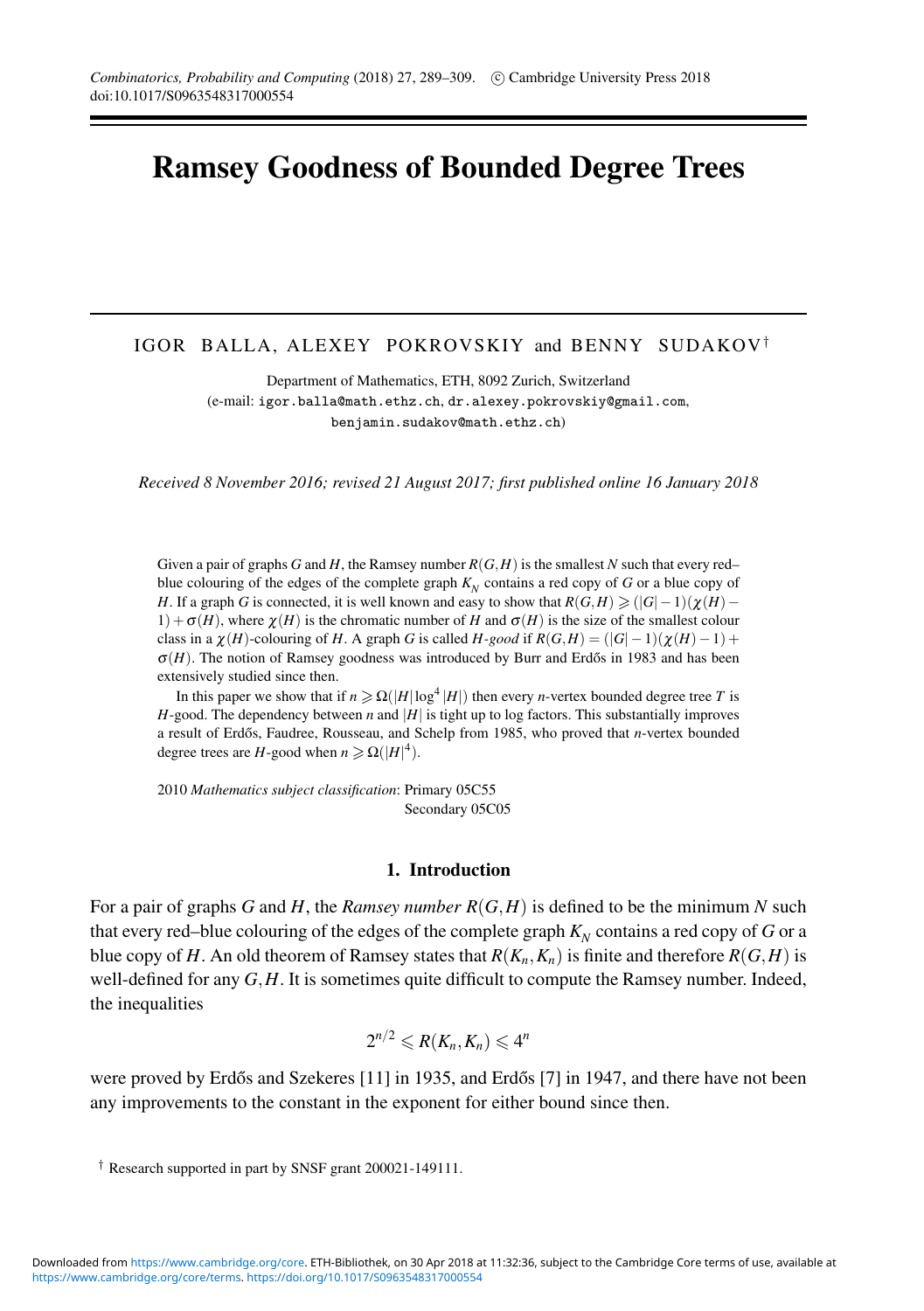# Ramsey Goodness of Bounded Degree Trees

IGOR BALLA, ALEXEY POKROVSKIY and BENNY SUDAKOV†

Department of Mathematics, ETH, 8092 Zurich, Switzerland
(e-mail: igor.balla@math.ethz.ch, dr.alexey.pokrovskiy@gmail.com, benjamin.sudakov@math.ethz.ch)

*Received 8 November 2016; revised 21 August 2017; first published online 16 January 2018*

Given a pair of graphs $G$ and $H$, the Ramsey number $R(G,H)$ is the smallest $N$ such that every red–blue colouring of the edges of the complete graph $K_N$ contains a red copy of $G$ or a blue copy of $H$. If a graph $G$ is connected, it is well known and easy to show that $R(G,H) \geqslant (|G|-1)(\chi(H)-1)+\sigma(H)$, where $\chi(H)$ is the chromatic number of $H$ and $\sigma(H)$ is the size of the smallest colour class in a $\chi(H)$-colouring of $H$. A graph $G$ is called *$H$-good* if $R(G,H) = (|G|-1)(\chi(H)-1)+\sigma(H)$. The notion of Ramsey goodness was introduced by Burr and Erdős in 1983 and has been extensively studied since then.

In this paper we show that if $n \geqslant \Omega(|H|\log^4|H|)$ then every $n$-vertex bounded degree tree $T$ is $H$-good. The dependency between $n$ and $|H|$ is tight up to log factors. This substantially improves a result of Erdős, Faudree, Rousseau, and Schelp from 1985, who proved that $n$-vertex bounded degree trees are $H$-good when $n \geqslant \Omega(|H|^4)$.

2010 *Mathematics subject classification*: Primary 05C55
Secondary 05C05

## 1. Introduction

For a pair of graphs $G$ and $H$, the *Ramsey number* $R(G,H)$ is defined to be the minimum $N$ such that every red–blue colouring of the edges of the complete graph $K_N$ contains a red copy of $G$ or a blue copy of $H$. An old theorem of Ramsey states that $R(K_n,K_n)$ is finite and therefore $R(G,H)$ is well-defined for any $G,H$. It is sometimes quite difficult to compute the Ramsey number. Indeed, the inequalities

$$2^{n/2} \leqslant R(K_n,K_n) \leqslant 4^n$$

were proved by Erdős and Szekeres [11] in 1935, and Erdős [7] in 1947, and there have not been any improvements to the constant in the exponent for either bound since then.

† Research supported in part by SNSF grant 200021-149111.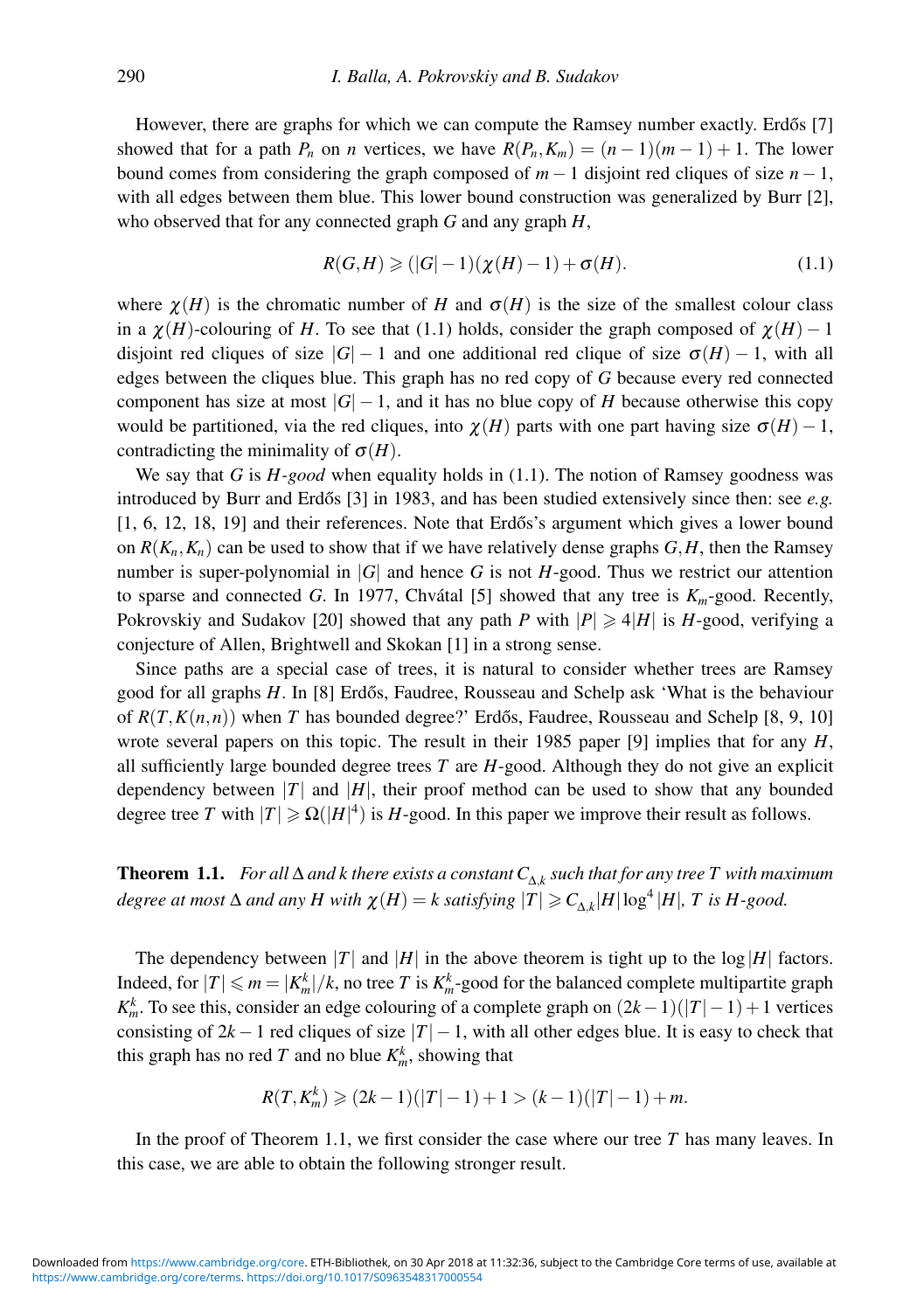However, there are graphs for which we can compute the Ramsey number exactly. Erdős [7] showed that for a path $P_n$ on $n$ vertices, we have $R(P_n, K_m) = (n-1)(m-1)+1$. The lower bound comes from considering the graph composed of $m-1$ disjoint red cliques of size $n-1$, with all edges between them blue. This lower bound construction was generalized by Burr [2], who observed that for any connected graph $G$ and any graph $H$,

$$R(G,H) \geqslant (|G|-1)(\chi(H)-1)+\sigma(H). \tag{1.1}$$

where $\chi(H)$ is the chromatic number of $H$ and $\sigma(H)$ is the size of the smallest colour class in a $\chi(H)$-colouring of $H$. To see that (1.1) holds, consider the graph composed of $\chi(H)-1$ disjoint red cliques of size $|G|-1$ and one additional red clique of size $\sigma(H)-1$, with all edges between the cliques blue. This graph has no red copy of $G$ because every red connected component has size at most $|G|-1$, and it has no blue copy of $H$ because otherwise this copy would be partitioned, via the red cliques, into $\chi(H)$ parts with one part having size $\sigma(H)-1$, contradicting the minimality of $\sigma(H)$.

We say that $G$ is *$H$-good* when equality holds in (1.1). The notion of Ramsey goodness was introduced by Burr and Erdős [3] in 1983, and has been studied extensively since then: see *e.g.* [1, 6, 12, 18, 19] and their references. Note that Erdős's argument which gives a lower bound on $R(K_n, K_n)$ can be used to show that if we have relatively dense graphs $G, H$, then the Ramsey number is super-polynomial in $|G|$ and hence $G$ is not $H$-good. Thus we restrict our attention to sparse and connected $G$. In 1977, Chvátal [5] showed that any tree is $K_m$-good. Recently, Pokrovskiy and Sudakov [20] showed that any path $P$ with $|P| \geqslant 4|H|$ is $H$-good, verifying a conjecture of Allen, Brightwell and Skokan [1] in a strong sense.

Since paths are a special case of trees, it is natural to consider whether trees are Ramsey good for all graphs $H$. In [8] Erdős, Faudree, Rousseau and Schelp ask 'What is the behaviour of $R(T, K(n,n))$ when $T$ has bounded degree?' Erdős, Faudree, Rousseau and Schelp [8, 9, 10] wrote several papers on this topic. The result in their 1985 paper [9] implies that for any $H$, all sufficiently large bounded degree trees $T$ are $H$-good. Although they do not give an explicit dependency between $|T|$ and $|H|$, their proof method can be used to show that any bounded degree tree $T$ with $|T| \geqslant \Omega(|H|^4)$ is $H$-good. In this paper we improve their result as follows.

**Theorem 1.1.** *For all $\Delta$ and $k$ there exists a constant $C_{\Delta,k}$ such that for any tree $T$ with maximum degree at most $\Delta$ and any $H$ with $\chi(H) = k$ satisfying $|T| \geqslant C_{\Delta,k}|H|\log^4|H|$, $T$ is $H$-good.*

The dependency between $|T|$ and $|H|$ in the above theorem is tight up to the $\log|H|$ factors. Indeed, for $|T| \leqslant m = |K_m^k|/k$, no tree $T$ is $K_m^k$-good for the balanced complete multipartite graph $K_m^k$. To see this, consider an edge colouring of a complete graph on $(2k-1)(|T|-1)+1$ vertices consisting of $2k-1$ red cliques of size $|T|-1$, with all other edges blue. It is easy to check that this graph has no red $T$ and no blue $K_m^k$, showing that

$$R(T, K_m^k) \geqslant (2k-1)(|T|-1)+1 > (k-1)(|T|-1)+m.$$

In the proof of Theorem 1.1, we first consider the case where our tree $T$ has many leaves. In this case, we are able to obtain the following stronger result.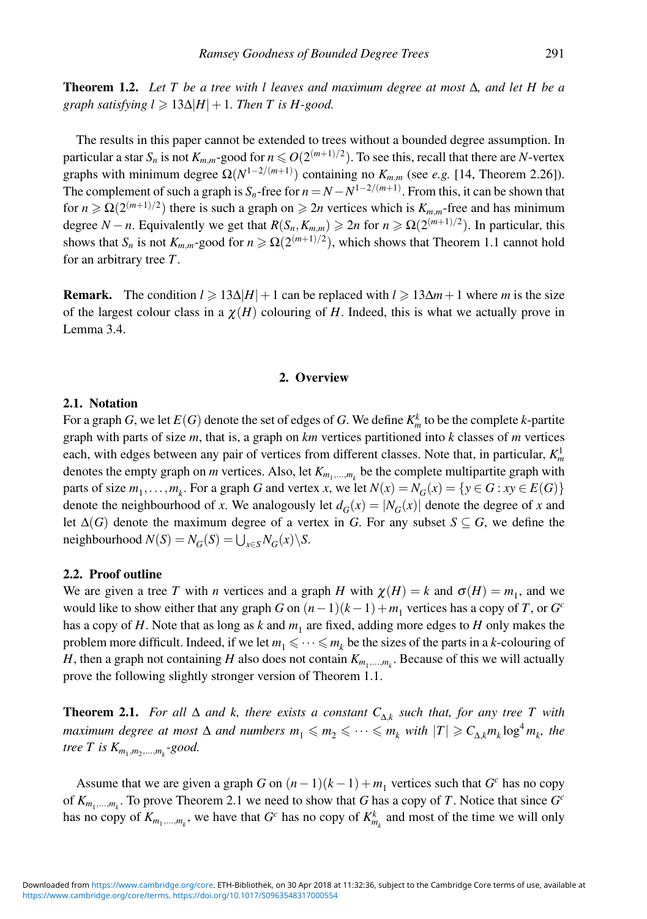**Theorem 1.2.** *Let $T$ be a tree with $l$ leaves and maximum degree at most $\Delta$, and let $H$ be a graph satisfying $l \geqslant 13\Delta|H|+1$. Then $T$ is $H$-good.*

The results in this paper cannot be extended to trees without a bounded degree assumption. In particular a star $S_n$ is not $K_{m,m}$-good for $n \leqslant O(2^{(m+1)/2})$. To see this, recall that there are $N$-vertex graphs with minimum degree $\Omega(N^{1-2/(m+1)})$ containing no $K_{m,m}$ (see *e.g.* [14, Theorem 2.26]). The complement of such a graph is $S_n$-free for $n = N - N^{1-2/(m+1)}$. From this, it can be shown that for $n \geqslant \Omega(2^{(m+1)/2})$ there is such a graph on $\geqslant 2n$ vertices which is $K_{m,m}$-free and has minimum degree $N-n$. Equivalently we get that $R(S_n, K_{m,m}) \geqslant 2n$ for $n \geqslant \Omega(2^{(m+1)/2})$. In particular, this shows that $S_n$ is not $K_{m,m}$-good for $n \geqslant \Omega(2^{(m+1)/2})$, which shows that Theorem 1.1 cannot hold for an arbitrary tree $T$.

**Remark.** The condition $l \geqslant 13\Delta|H|+1$ can be replaced with $l \geqslant 13\Delta m+1$ where $m$ is the size of the largest colour class in a $\chi(H)$ colouring of $H$. Indeed, this is what we actually prove in Lemma 3.4.

## 2. Overview

### 2.1. Notation

For a graph $G$, we let $E(G)$ denote the set of edges of $G$. We define $K_m^k$ to be the complete $k$-partite graph with parts of size $m$, that is, a graph on $km$ vertices partitioned into $k$ classes of $m$ vertices each, with edges between any pair of vertices from different classes. Note that, in particular, $K_m^1$ denotes the empty graph on $m$ vertices. Also, let $K_{m_1,\dots,m_k}$ be the complete multipartite graph with parts of size $m_1,\dots,m_k$. For a graph $G$ and vertex $x$, we let $N(x) = N_G(x) = \{y \in G : xy \in E(G)\}$ denote the neighbourhood of $x$. We analogously let $d_G(x) = |N_G(x)|$ denote the degree of $x$ and let $\Delta(G)$ denote the maximum degree of a vertex in $G$. For any subset $S \subseteq G$, we define the neighbourhood $N(S) = N_G(S) = \bigcup_{x\in S} N_G(x) \backslash S$.

### 2.2. Proof outline

We are given a tree $T$ with $n$ vertices and a graph $H$ with $\chi(H) = k$ and $\sigma(H) = m_1$, and we would like to show either that any graph $G$ on $(n-1)(k-1)+m_1$ vertices has a copy of $T$, or $G^c$ has a copy of $H$. Note that as long as $k$ and $m_1$ are fixed, adding more edges to $H$ only makes the problem more difficult. Indeed, if we let $m_1 \leqslant \cdots \leqslant m_k$ be the sizes of the parts in a $k$-colouring of $H$, then a graph not containing $H$ also does not contain $K_{m_1,\dots,m_k}$. Because of this we will actually prove the following slightly stronger version of Theorem 1.1.

**Theorem 2.1.** *For all $\Delta$ and $k$, there exists a constant $C_{\Delta,k}$ such that, for any tree $T$ with maximum degree at most $\Delta$ and numbers $m_1 \leqslant m_2 \leqslant \cdots \leqslant m_k$ with $|T| \geqslant C_{\Delta,k} m_k \log^4 m_k$, the tree $T$ is $K_{m_1,m_2,\dots,m_k}$-good.*

Assume that we are given a graph $G$ on $(n-1)(k-1)+m_1$ vertices such that $G^c$ has no copy of $K_{m_1,\dots,m_k}$. To prove Theorem 2.1 we need to show that $G$ has a copy of $T$. Notice that since $G^c$ has no copy of $K_{m_1,\dots,m_k}$, we have that $G^c$ has no copy of $K_{m_k}^k$ and most of the time we will only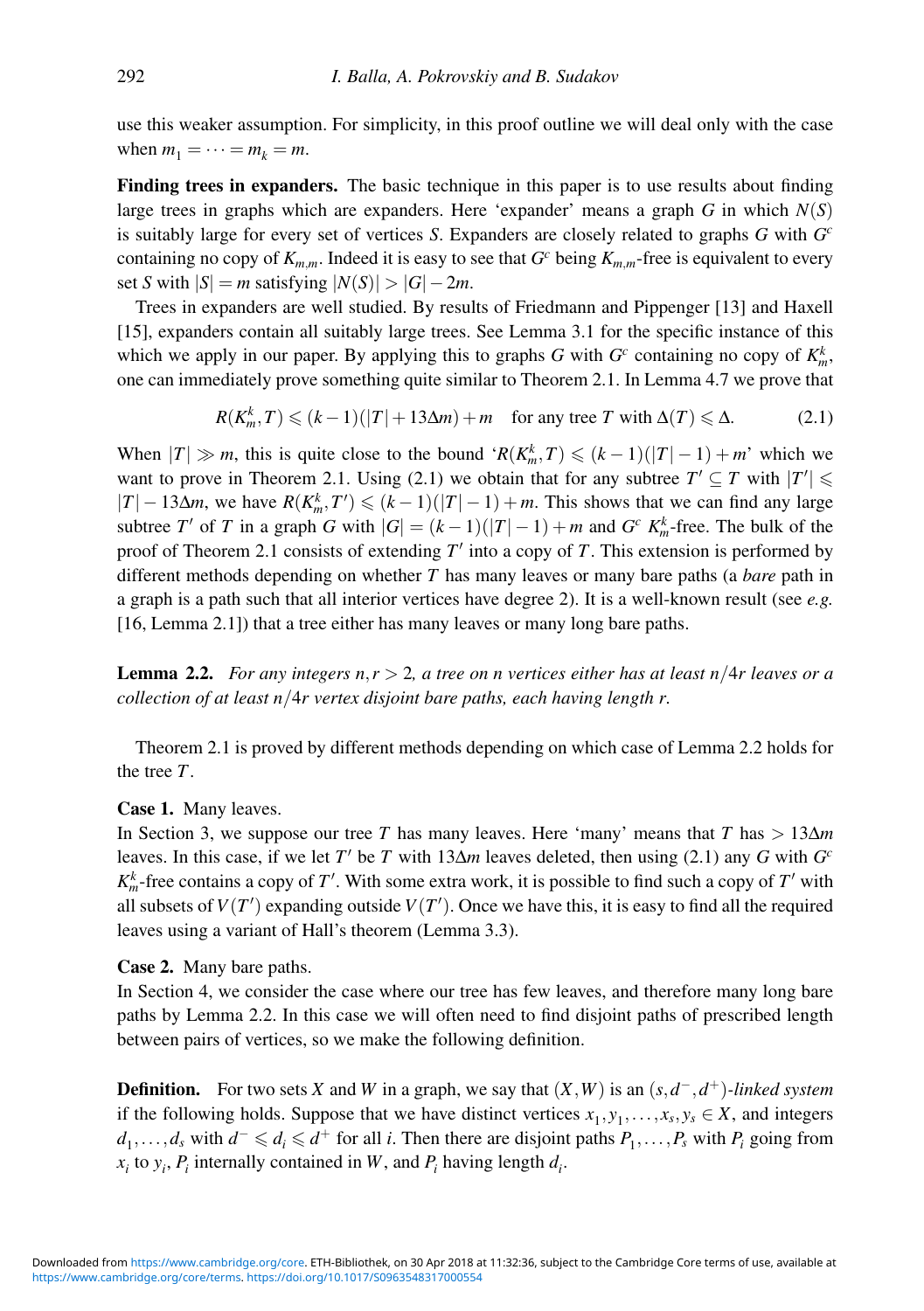use this weaker assumption. For simplicity, in this proof outline we will deal only with the case when $m_1 = \cdots = m_k = m$.

**Finding trees in expanders.** The basic technique in this paper is to use results about finding large trees in graphs which are expanders. Here 'expander' means a graph $G$ in which $N(S)$ is suitably large for every set of vertices $S$. Expanders are closely related to graphs $G$ with $G^c$ containing no copy of $K_{m,m}$. Indeed it is easy to see that $G^c$ being $K_{m,m}$-free is equivalent to every set $S$ with $|S| = m$ satisfying $|N(S)| > |G| - 2m$.

Trees in expanders are well studied. By results of Friedmann and Pippenger [13] and Haxell [15], expanders contain all suitably large trees. See Lemma 3.1 for the specific instance of this which we apply in our paper. By applying this to graphs $G$ with $G^c$ containing no copy of $K_m^k$, one can immediately prove something quite similar to Theorem 2.1. In Lemma 4.7 we prove that

$$R(K_m^k, T) \leqslant (k-1)(|T| + 13\Delta m) + m \quad \text{for any tree } T \text{ with } \Delta(T) \leqslant \Delta. \tag{2.1}$$

When $|T| \gg m$, this is quite close to the bound '$R(K_m^k, T) \leqslant (k-1)(|T|-1) + m$' which we want to prove in Theorem 2.1. Using (2.1) we obtain that for any subtree $T' \subseteq T$ with $|T'| \leqslant |T| - 13\Delta m$, we have $R(K_m^k, T') \leqslant (k-1)(|T|-1) + m$. This shows that we can find any large subtree $T'$ of $T$ in a graph $G$ with $|G| = (k-1)(|T|-1) + m$ and $G^c$ $K_m^k$-free. The bulk of the proof of Theorem 2.1 consists of extending $T'$ into a copy of $T$. This extension is performed by different methods depending on whether $T$ has many leaves or many bare paths (a *bare* path in a graph is a path such that all interior vertices have degree 2). It is a well-known result (see *e.g.* [16, Lemma 2.1]) that a tree either has many leaves or many long bare paths.

**Lemma 2.2.** *For any integers $n, r > 2$, a tree on $n$ vertices either has at least $n/4r$ leaves or a collection of at least $n/4r$ vertex disjoint bare paths, each having length $r$.*

Theorem 2.1 is proved by different methods depending on which case of Lemma 2.2 holds for the tree $T$.

**Case 1.** Many leaves.
In Section 3, we suppose our tree $T$ has many leaves. Here 'many' means that $T$ has $> 13\Delta m$ leaves. In this case, if we let $T'$ be $T$ with $13\Delta m$ leaves deleted, then using (2.1) any $G$ with $G^c$ $K_m^k$-free contains a copy of $T'$. With some extra work, it is possible to find such a copy of $T'$ with all subsets of $V(T')$ expanding outside $V(T')$. Once we have this, it is easy to find all the required leaves using a variant of Hall's theorem (Lemma 3.3).

**Case 2.** Many bare paths.
In Section 4, we consider the case where our tree has few leaves, and therefore many long bare paths by Lemma 2.2. In this case we will often need to find disjoint paths of prescribed length between pairs of vertices, so we make the following definition.

**Definition.** For two sets $X$ and $W$ in a graph, we say that $(X, W)$ is an $(s, d^-, d^+)$-*linked system* if the following holds. Suppose that we have distinct vertices $x_1, y_1, \ldots, x_s, y_s \in X$, and integers $d_1, \ldots, d_s$ with $d^- \leqslant d_i \leqslant d^+$ for all $i$. Then there are disjoint paths $P_1, \ldots, P_s$ with $P_i$ going from $x_i$ to $y_i$, $P_i$ internally contained in $W$, and $P_i$ having length $d_i$.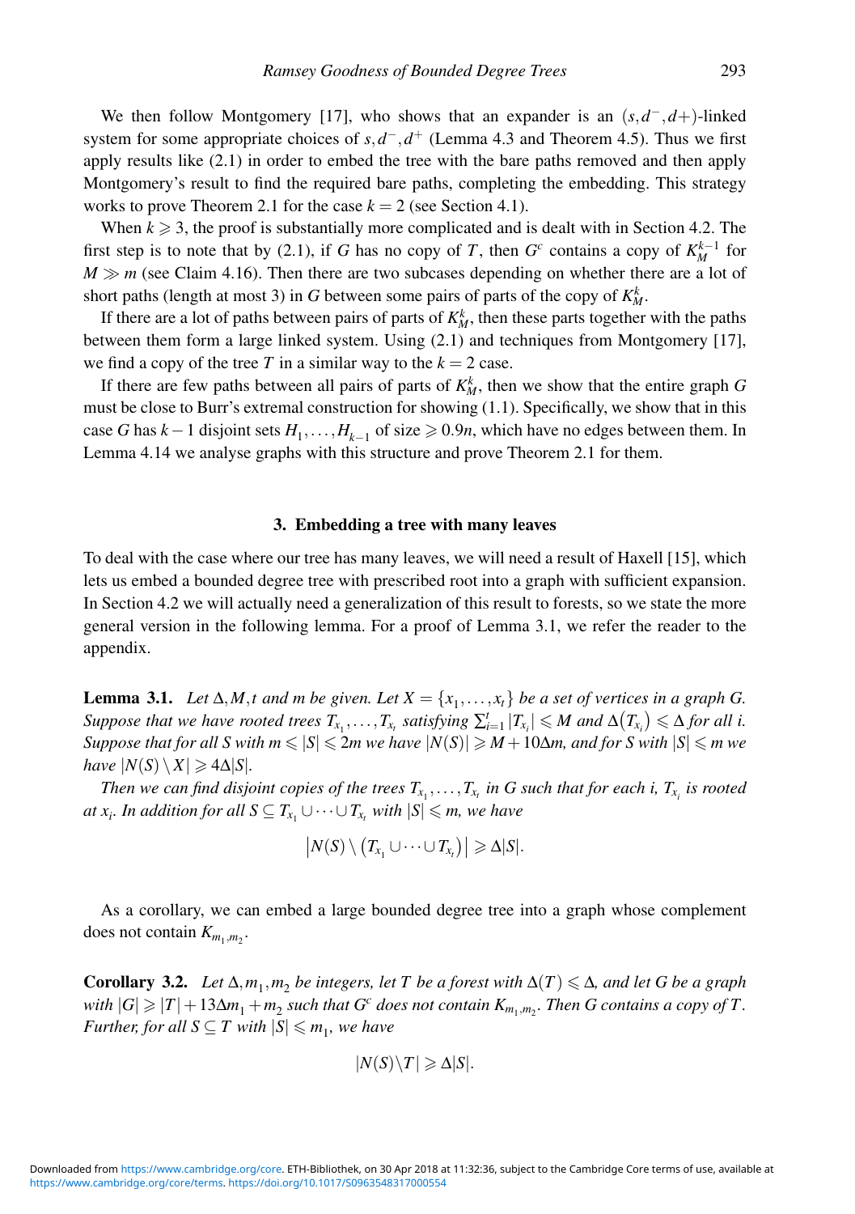We then follow Montgomery [17], who shows that an expander is an $(s,d^-,d+)$-linked system for some appropriate choices of $s,d^-,d^+$ (Lemma 4.3 and Theorem 4.5). Thus we first apply results like (2.1) in order to embed the tree with the bare paths removed and then apply Montgomery's result to find the required bare paths, completing the embedding. This strategy works to prove Theorem 2.1 for the case $k=2$ (see Section 4.1).

When $k \geqslant 3$, the proof is substantially more complicated and is dealt with in Section 4.2. The first step is to note that by (2.1), if $G$ has no copy of $T$, then $G^c$ contains a copy of $K_M^{k-1}$ for $M \gg m$ (see Claim 4.16). Then there are two subcases depending on whether there are a lot of short paths (length at most 3) in $G$ between some pairs of parts of the copy of $K_M^k$.

If there are a lot of paths between pairs of parts of $K_M^k$, then these parts together with the paths between them form a large linked system. Using (2.1) and techniques from Montgomery [17], we find a copy of the tree $T$ in a similar way to the $k=2$ case.

If there are few paths between all pairs of parts of $K_M^k$, then we show that the entire graph $G$ must be close to Burr's extremal construction for showing (1.1). Specifically, we show that in this case $G$ has $k-1$ disjoint sets $H_1,\dots,H_{k-1}$ of size $\geqslant 0.9n$, which have no edges between them. In Lemma 4.14 we analyse graphs with this structure and prove Theorem 2.1 for them.

## 3. Embedding a tree with many leaves

To deal with the case where our tree has many leaves, we will need a result of Haxell [15], which lets us embed a bounded degree tree with prescribed root into a graph with sufficient expansion. In Section 4.2 we will actually need a generalization of this result to forests, so we state the more general version in the following lemma. For a proof of Lemma 3.1, we refer the reader to the appendix.

**Lemma 3.1.** *Let $\Delta, M, t$ and $m$ be given. Let $X=\{x_1,\dots,x_t\}$ be a set of vertices in a graph $G$. Suppose that we have rooted trees $T_{x_1},\dots,T_{x_t}$ satisfying $\sum_{i=1}^t |T_{x_i}| \leqslant M$ and $\Delta(T_{x_i}) \leqslant \Delta$ for all $i$. Suppose that for all $S$ with $m \leqslant |S| \leqslant 2m$ we have $|N(S)| \geqslant M + 10\Delta m$, and for $S$ with $|S| \leqslant m$ we have $|N(S)\setminus X| \geqslant 4\Delta|S|$.*

*Then we can find disjoint copies of the trees $T_{x_1},\dots,T_{x_t}$ in $G$ such that for each $i$, $T_{x_i}$ is rooted at $x_i$. In addition for all $S \subseteq T_{x_1}\cup\dots\cup T_{x_t}$ with $|S| \leqslant m$, we have*

$$\big|N(S)\setminus\big(T_{x_1}\cup\dots\cup T_{x_t}\big)\big| \geqslant \Delta|S|.$$

As a corollary, we can embed a large bounded degree tree into a graph whose complement does not contain $K_{m_1,m_2}$.

**Corollary 3.2.** *Let $\Delta, m_1, m_2$ be integers, let $T$ be a forest with $\Delta(T) \leqslant \Delta$, and let $G$ be a graph with $|G| \geqslant |T| + 13\Delta m_1 + m_2$ such that $G^c$ does not contain $K_{m_1,m_2}$. Then $G$ contains a copy of $T$. Further, for all $S \subseteq T$ with $|S| \leqslant m_1$, we have*

$$|N(S)\backslash T| \geqslant \Delta|S|.$$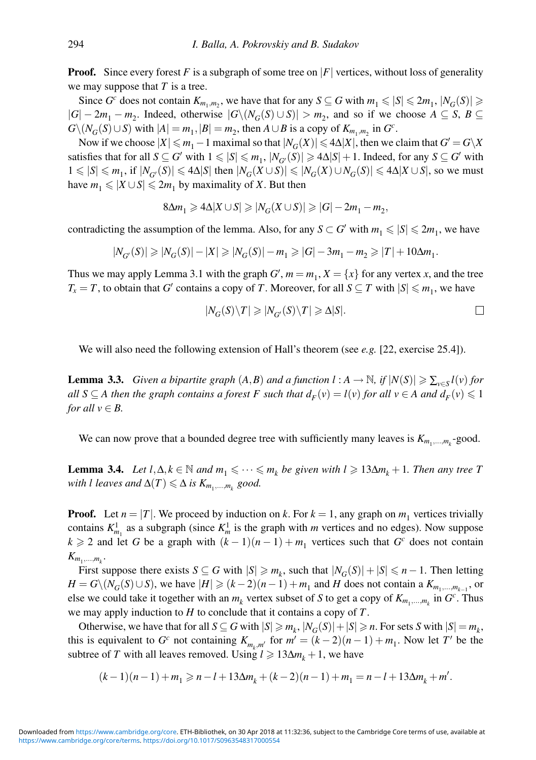**Proof.** Since every forest $F$ is a subgraph of some tree on $|F|$ vertices, without loss of generality we may suppose that $T$ is a tree.

Since $G^c$ does not contain $K_{m_1,m_2}$, we have that for any $S \subseteq G$ with $m_1 \leqslant |S| \leqslant 2m_1$, $|N_G(S)| \geqslant |G| - 2m_1 - m_2$. Indeed, otherwise $|G \backslash (N_G(S) \cup S)| > m_2$, and so if we choose $A \subseteq S$, $B \subseteq G \backslash (N_G(S) \cup S)$ with $|A| = m_1, |B| = m_2$, then $A \cup B$ is a copy of $K_{m_1,m_2}$ in $G^c$.

Now if we choose $|X| \leqslant m_1 - 1$ maximal so that $|N_G(X)| \leqslant 4\Delta|X|$, then we claim that $G' = G \backslash X$ satisfies that for all $S \subseteq G'$ with $1 \leqslant |S| \leqslant m_1$, $|N_{G'}(S)| \geqslant 4\Delta|S| + 1$. Indeed, for any $S \subseteq G'$ with $1 \leqslant |S| \leqslant m_1$, if $|N_{G'}(S)| \leqslant 4\Delta|S|$ then $|N_G(X \cup S)| \leqslant |N_G(X) \cup N_G(S)| \leqslant 4\Delta|X \cup S|$, so we must have $m_1 \leqslant |X \cup S| \leqslant 2m_1$ by maximality of $X$. But then

$$8\Delta m_1 \geqslant 4\Delta|X \cup S| \geqslant |N_G(X \cup S)| \geqslant |G| - 2m_1 - m_2,$$

contradicting the assumption of the lemma. Also, for any $S \subset G'$ with $m_1 \leqslant |S| \leqslant 2m_1$, we have

$$|N_{G'}(S)| \geqslant |N_G(S)| - |X| \geqslant |N_G(S)| - m_1 \geqslant |G| - 3m_1 - m_2 \geqslant |T| + 10\Delta m_1.$$

Thus we may apply Lemma 3.1 with the graph $G'$, $m = m_1$, $X = \{x\}$ for any vertex $x$, and the tree $T_x = T$, to obtain that $G'$ contains a copy of $T$. Moreover, for all $S \subseteq T$ with $|S| \leqslant m_1$, we have

$$|N_G(S) \backslash T| \geqslant |N_{G'}(S) \backslash T| \geqslant \Delta|S|. \qquad \square$$

We will also need the following extension of Hall's theorem (see *e.g.* [22, exercise 25.4]).

**Lemma 3.3.** *Given a bipartite graph $(A, B)$ and a function $l : A \to \mathbb{N}$, if $|N(S)| \geqslant \sum_{v \in S} l(v)$ for all $S \subseteq A$ then the graph contains a forest $F$ such that $d_F(v) = l(v)$ for all $v \in A$ and $d_F(v) \leqslant 1$ for all $v \in B$.*

We can now prove that a bounded degree tree with sufficiently many leaves is $K_{m_1,\ldots,m_k}$-good.

**Lemma 3.4.** *Let $l, \Delta, k \in \mathbb{N}$ and $m_1 \leqslant \cdots \leqslant m_k$ be given with $l \geqslant 13\Delta m_k + 1$. Then any tree $T$ with $l$ leaves and $\Delta(T) \leqslant \Delta$ is $K_{m_1,\ldots,m_k}$ good.*

**Proof.** Let $n = |T|$. We proceed by induction on $k$. For $k = 1$, any graph on $m_1$ vertices trivially contains $K^1_{m_1}$ as a subgraph (since $K^1_m$ is the graph with $m$ vertices and no edges). Now suppose $k \geqslant 2$ and let $G$ be a graph with $(k-1)(n-1) + m_1$ vertices such that $G^c$ does not contain $K_{m_1,\ldots,m_k}$.

First suppose there exists $S \subseteq G$ with $|S| \geqslant m_k$, such that $|N_G(S)| + |S| \leqslant n - 1$. Then letting $H = G \backslash (N_G(S) \cup S)$, we have $|H| \geqslant (k-2)(n-1) + m_1$ and $H$ does not contain a $K_{m_1,\ldots,m_{k-1}}$, or else we could take it together with an $m_k$ vertex subset of $S$ to get a copy of $K_{m_1,\ldots,m_k}$ in $G^c$. Thus we may apply induction to $H$ to conclude that it contains a copy of $T$.

Otherwise, we have that for all $S \subseteq G$ with $|S| \geqslant m_k$, $|N_G(S)| + |S| \geqslant n$. For sets $S$ with $|S| = m_k$, this is equivalent to $G^c$ not containing $K_{m_k,m'}$ for $m' = (k-2)(n-1) + m_1$. Now let $T'$ be the subtree of $T$ with all leaves removed. Using $l \geqslant 13\Delta m_k + 1$, we have

$$(k-1)(n-1) + m_1 \geqslant n - l + 13\Delta m_k + (k-2)(n-1) + m_1 = n - l + 13\Delta m_k + m'.$$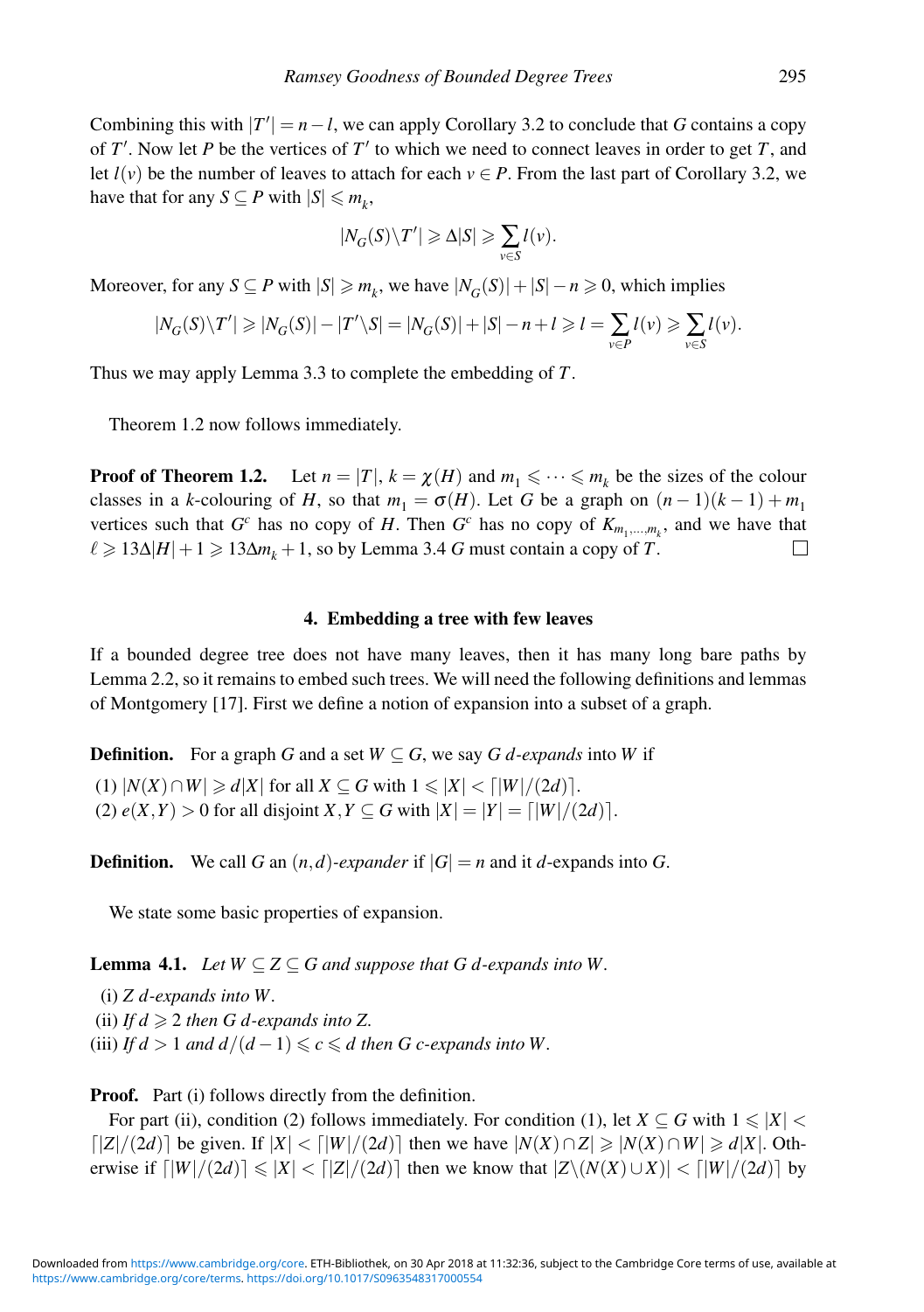Combining this with $|T'| = n - l$, we can apply Corollary 3.2 to conclude that $G$ contains a copy of $T'$. Now let $P$ be the vertices of $T'$ to which we need to connect leaves in order to get $T$, and let $l(v)$ be the number of leaves to attach for each $v \in P$. From the last part of Corollary 3.2, we have that for any $S \subseteq P$ with $|S| \leqslant m_k$,

$$|N_G(S) \backslash T'| \geqslant \Delta |S| \geqslant \sum_{v \in S} l(v).$$

Moreover, for any $S \subseteq P$ with $|S| \geqslant m_k$, we have $|N_G(S)| + |S| - n \geqslant 0$, which implies

$$|N_G(S) \backslash T'| \geqslant |N_G(S)| - |T' \backslash S| = |N_G(S)| + |S| - n + l \geqslant l = \sum_{v \in P} l(v) \geqslant \sum_{v \in S} l(v).$$

Thus we may apply Lemma 3.3 to complete the embedding of $T$.

Theorem 1.2 now follows immediately.

**Proof of Theorem 1.2.** Let $n = |T|$, $k = \chi(H)$ and $m_1 \leqslant \cdots \leqslant m_k$ be the sizes of the colour classes in a $k$-colouring of $H$, so that $m_1 = \sigma(H)$. Let $G$ be a graph on $(n-1)(k-1) + m_1$ vertices such that $G^c$ has no copy of $H$. Then $G^c$ has no copy of $K_{m_1, \dots, m_k}$, and we have that $\ell \geqslant 13\Delta|H| + 1 \geqslant 13\Delta m_k + 1$, so by Lemma 3.4 $G$ must contain a copy of $T$. $\square$

## 4. Embedding a tree with few leaves

If a bounded degree tree does not have many leaves, then it has many long bare paths by Lemma 2.2, so it remains to embed such trees. We will need the following definitions and lemmas of Montgomery [17]. First we define a notion of expansion into a subset of a graph.

**Definition.** For a graph $G$ and a set $W \subseteq G$, we say $G$ *$d$-expands* into $W$ if

(1) $|N(X) \cap W| \geqslant d|X|$ for all $X \subseteq G$ with $1 \leqslant |X| < \lceil |W|/(2d) \rceil$.
(2) $e(X,Y) > 0$ for all disjoint $X, Y \subseteq G$ with $|X| = |Y| = \lceil |W|/(2d) \rceil$.

**Definition.** We call $G$ an *$(n,d)$-expander* if $|G| = n$ and it $d$-expands into $G$.

We state some basic properties of expansion.

**Lemma 4.1.** *Let $W \subseteq Z \subseteq G$ and suppose that $G$ $d$-expands into $W$.*

(i) *$Z$ $d$-expands into $W$.*
(ii) *If $d \geqslant 2$ then $G$ $d$-expands into $Z$.*
(iii) *If $d > 1$ and $d/(d-1) \leqslant c \leqslant d$ then $G$ $c$-expands into $W$.*

**Proof.** Part (i) follows directly from the definition.

For part (ii), condition (2) follows immediately. For condition (1), let $X \subseteq G$ with $1 \leqslant |X| < \lceil |Z|/(2d) \rceil$ be given. If $|X| < \lceil |W|/(2d) \rceil$ then we have $|N(X) \cap Z| \geqslant |N(X) \cap W| \geqslant d|X|$. Otherwise if $\lceil |W|/(2d) \rceil \leqslant |X| < \lceil |Z|/(2d) \rceil$ then we know that $|Z \backslash (N(X) \cup X)| < \lceil |W|/(2d) \rceil$ by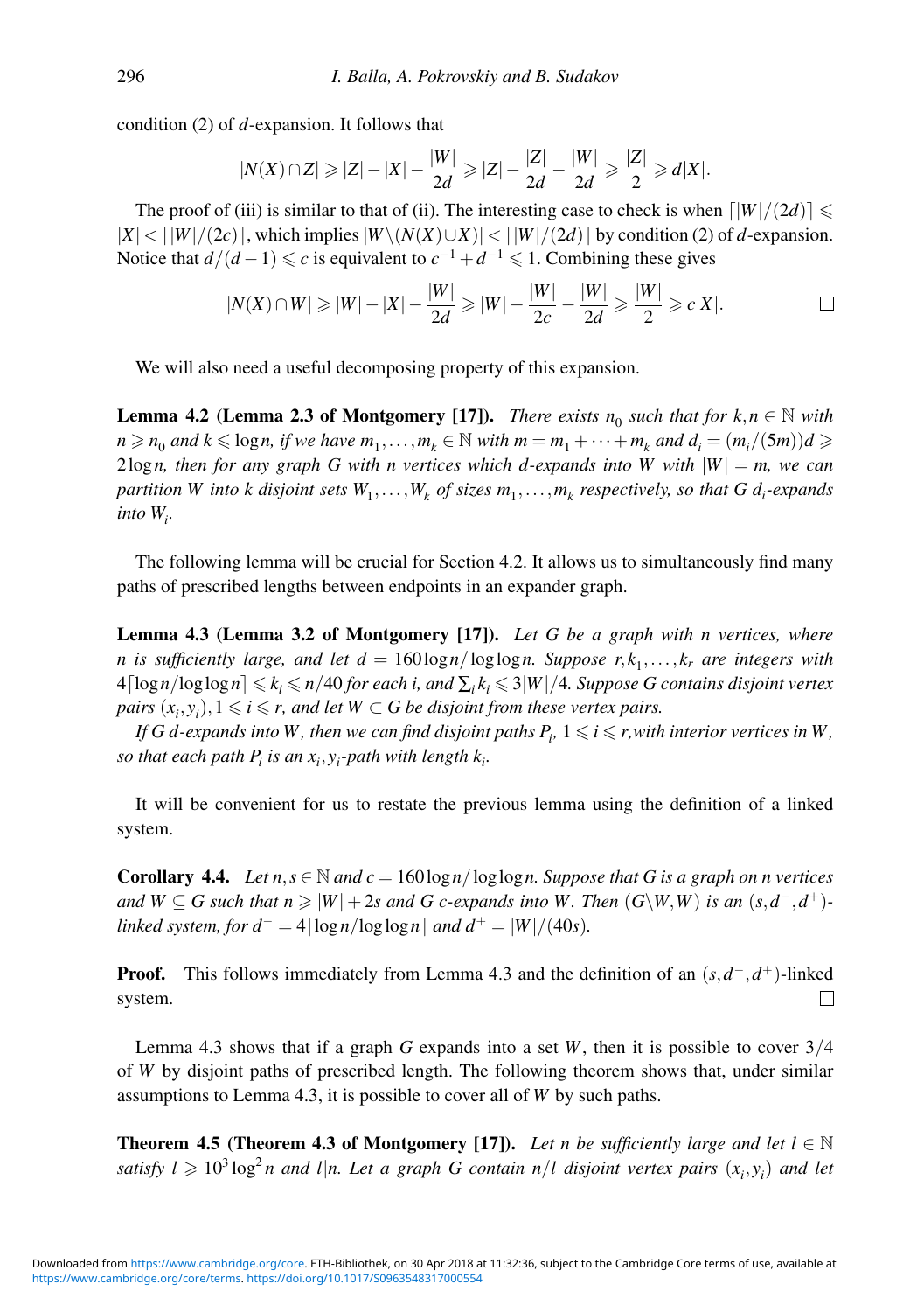condition (2) of $d$-expansion. It follows that

$$|N(X) \cap Z| \geqslant |Z| - |X| - \frac{|W|}{2d} \geqslant |Z| - \frac{|Z|}{2d} - \frac{|W|}{2d} \geqslant \frac{|Z|}{2} \geqslant d|X|.$$

The proof of (iii) is similar to that of (ii). The interesting case to check is when $\lceil |W|/(2d) \rceil \leqslant |X| < \lceil |W|/(2c) \rceil$, which implies $|W \backslash (N(X) \cup X)| < \lceil |W|/(2d) \rceil$ by condition (2) of $d$-expansion. Notice that $d/(d-1) \leqslant c$ is equivalent to $c^{-1} + d^{-1} \leqslant 1$. Combining these gives

$$|N(X) \cap W| \geqslant |W| - |X| - \frac{|W|}{2d} \geqslant |W| - \frac{|W|}{2c} - \frac{|W|}{2d} \geqslant \frac{|W|}{2} \geqslant c|X|.$$

□

We will also need a useful decomposing property of this expansion.

**Lemma 4.2 (Lemma 2.3 of Montgomery [17]).** *There exists $n_0$ such that for $k, n \in \mathbb{N}$ with $n \geqslant n_0$ and $k \leqslant \log n$, if we have $m_1, \ldots, m_k \in \mathbb{N}$ with $m = m_1 + \cdots + m_k$ and $d_i = (m_i/(5m))d \geqslant 2\log n$, then for any graph $G$ with $n$ vertices which $d$-expands into $W$ with $|W| = m$, we can partition $W$ into $k$ disjoint sets $W_1, \ldots, W_k$ of sizes $m_1, \ldots, m_k$ respectively, so that $G$ $d_i$-expands into $W_i$.*

The following lemma will be crucial for Section 4.2. It allows us to simultaneously find many paths of prescribed lengths between endpoints in an expander graph.

**Lemma 4.3 (Lemma 3.2 of Montgomery [17]).** *Let $G$ be a graph with $n$ vertices, where $n$ is sufficiently large, and let $d = 160 \log n / \log\log n$. Suppose $r, k_1, \ldots, k_r$ are integers with $4\lceil \log n / \log\log n \rceil \leqslant k_i \leqslant n/40$ for each $i$, and $\sum_i k_i \leqslant 3|W|/4$. Suppose $G$ contains disjoint vertex pairs $(x_i, y_i), 1 \leqslant i \leqslant r$, and let $W \subset G$ be disjoint from these vertex pairs.*

*If $G$ $d$-expands into $W$, then we can find disjoint paths $P_i$, $1 \leqslant i \leqslant r$, with interior vertices in $W$, so that each path $P_i$ is an $x_i, y_i$-path with length $k_i$.*

It will be convenient for us to restate the previous lemma using the definition of a linked system.

**Corollary 4.4.** *Let $n, s \in \mathbb{N}$ and $c = 160 \log n / \log\log n$. Suppose that $G$ is a graph on $n$ vertices and $W \subseteq G$ such that $n \geqslant |W| + 2s$ and $G$ $c$-expands into $W$. Then $(G \backslash W, W)$ is an $(s, d^-, d^+)$-linked system, for $d^- = 4\lceil \log n / \log\log n \rceil$ and $d^+ = |W|/(40s)$.*

**Proof.** This follows immediately from Lemma 4.3 and the definition of an $(s, d^-, d^+)$-linked system. □

Lemma 4.3 shows that if a graph $G$ expands into a set $W$, then it is possible to cover $3/4$ of $W$ by disjoint paths of prescribed length. The following theorem shows that, under similar assumptions to Lemma 4.3, it is possible to cover all of $W$ by such paths.

**Theorem 4.5 (Theorem 4.3 of Montgomery [17]).** *Let $n$ be sufficiently large and let $l \in \mathbb{N}$ satisfy $l \geqslant 10^3 \log^2 n$ and $l | n$. Let a graph $G$ contain $n/l$ disjoint vertex pairs $(x_i, y_i)$ and let*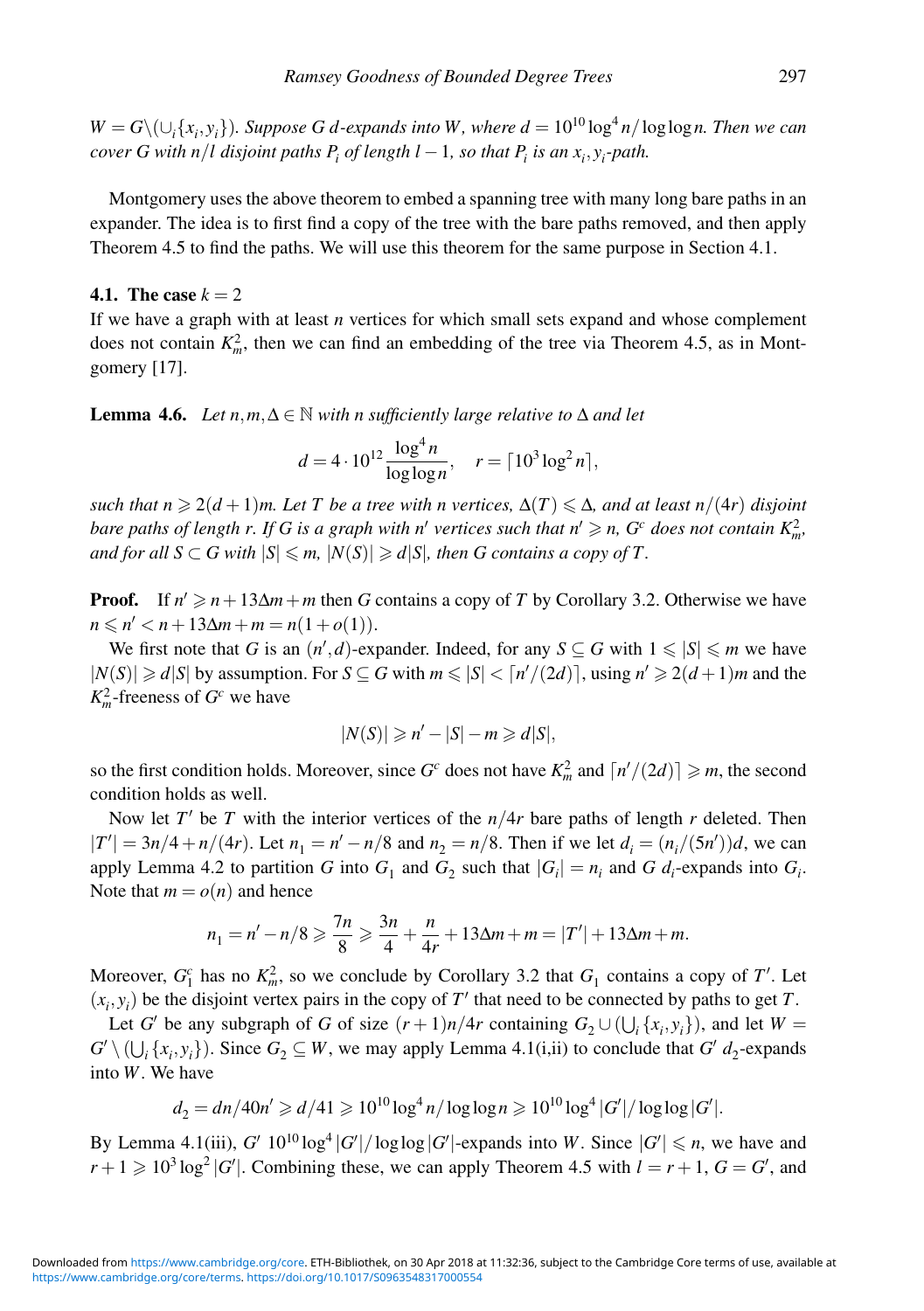$W = G\backslash(\cup_i\{x_i, y_i\})$. *Suppose G d-expands into W, where* $d = 10^{10}\log^4 n/\log\log n$. *Then we can cover G with* $n/l$ *disjoint paths* $P_i$ *of length* $l-1$, *so that* $P_i$ *is an* $x_i, y_i$*-path.*

Montgomery uses the above theorem to embed a spanning tree with many long bare paths in an expander. The idea is to first find a copy of the tree with the bare paths removed, and then apply Theorem 4.5 to find the paths. We will use this theorem for the same purpose in Section 4.1.

### 4.1. The case $k = 2$

If we have a graph with at least $n$ vertices for which small sets expand and whose complement does not contain $K_m^2$, then we can find an embedding of the tree via Theorem 4.5, as in Montgomery [17].

**Lemma 4.6.** *Let* $n, m, \Delta \in \mathbb{N}$ *with n sufficiently large relative to* $\Delta$ *and let*

$$d = 4 \cdot 10^{12}\frac{\log^4 n}{\log\log n}, \quad r = \lceil 10^3 \log^2 n \rceil,$$

*such that* $n \geqslant 2(d+1)m$. *Let T be a tree with n vertices,* $\Delta(T) \leqslant \Delta$, *and at least* $n/(4r)$ *disjoint bare paths of length r. If G is a graph with* $n'$ *vertices such that* $n' \geqslant n$, $G^c$ *does not contain* $K_m^2$, *and for all* $S \subset G$ *with* $|S| \leqslant m$, $|N(S)| \geqslant d|S|$, *then G contains a copy of T.*

**Proof.** If $n' \geqslant n + 13\Delta m + m$ then $G$ contains a copy of $T$ by Corollary 3.2. Otherwise we have $n \leqslant n' < n + 13\Delta m + m = n(1+o(1))$.

We first note that $G$ is an $(n', d)$-expander. Indeed, for any $S \subseteq G$ with $1 \leqslant |S| \leqslant m$ we have $|N(S)| \geqslant d|S|$ by assumption. For $S \subseteq G$ with $m \leqslant |S| < \lceil n'/(2d) \rceil$, using $n' \geqslant 2(d+1)m$ and the $K_m^2$-freeness of $G^c$ we have

$$|N(S)| \geqslant n' - |S| - m \geqslant d|S|,$$

so the first condition holds. Moreover, since $G^c$ does not have $K_m^2$ and $\lceil n'/(2d) \rceil \geqslant m$, the second condition holds as well.

Now let $T'$ be $T$ with the interior vertices of the $n/4r$ bare paths of length $r$ deleted. Then $|T'| = 3n/4 + n/(4r)$. Let $n_1 = n' - n/8$ and $n_2 = n/8$. Then if we let $d_i = (n_i/(5n'))d$, we can apply Lemma 4.2 to partition $G$ into $G_1$ and $G_2$ such that $|G_i| = n_i$ and $G$ $d_i$-expands into $G_i$. Note that $m = o(n)$ and hence

$$n_1 = n' - n/8 \geqslant \frac{7n}{8} \geqslant \frac{3n}{4} + \frac{n}{4r} + 13\Delta m + m = |T'| + 13\Delta m + m.$$

Moreover, $G_1^c$ has no $K_m^2$, so we conclude by Corollary 3.2 that $G_1$ contains a copy of $T'$. Let $(x_i, y_i)$ be the disjoint vertex pairs in the copy of $T'$ that need to be connected by paths to get $T$.

Let $G'$ be any subgraph of $G$ of size $(r+1)n/4r$ containing $G_2 \cup (\bigcup_i \{x_i, y_i\})$, and let $W = G' \setminus (\bigcup_i \{x_i, y_i\})$. Since $G_2 \subseteq W$, we may apply Lemma 4.1(i,ii) to conclude that $G'$ $d_2$-expands into $W$. We have

$$d_2 = dn/40n' \geqslant d/41 \geqslant 10^{10}\log^4 n/\log\log n \geqslant 10^{10}\log^4|G'|/\log\log|G'|.$$

By Lemma 4.1(iii), $G'$ $10^{10}\log^4|G'|/\log\log|G'|$-expands into $W$. Since $|G'| \leqslant n$, we have and $r+1 \geqslant 10^3\log^2|G'|$. Combining these, we can apply Theorem 4.5 with $l = r+1$, $G = G'$, and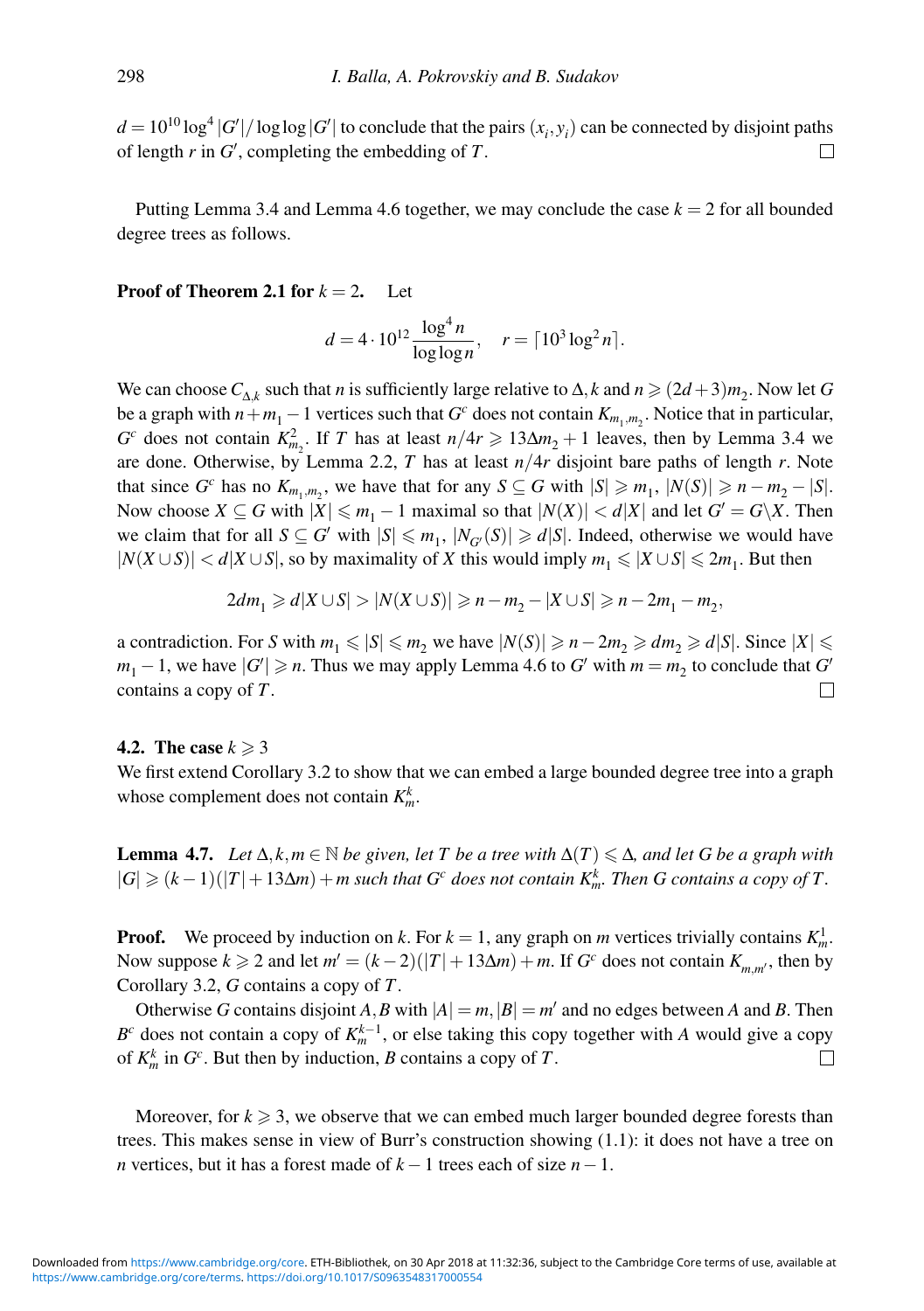$d = 10^{10}\log^4|G'|/\log\log|G'|$ to conclude that the pairs $(x_i, y_i)$ can be connected by disjoint paths of length $r$ in $G'$, completing the embedding of $T$. $\square$

Putting Lemma 3.4 and Lemma 4.6 together, we may conclude the case $k = 2$ for all bounded degree trees as follows.

**Proof of Theorem 2.1 for $k = 2$.** Let

$$d = 4 \cdot 10^{12}\frac{\log^4 n}{\log\log n}, \quad r = \lceil 10^3 \log^2 n \rceil.$$

We can choose $C_{\Delta,k}$ such that $n$ is sufficiently large relative to $\Delta, k$ and $n \geqslant (2d+3)m_2$. Now let $G$ be a graph with $n + m_1 - 1$ vertices such that $G^c$ does not contain $K_{m_1,m_2}$. Notice that in particular, $G^c$ does not contain $K^2_{m_2}$. If $T$ has at least $n/4r \geqslant 13\Delta m_2 + 1$ leaves, then by Lemma 3.4 we are done. Otherwise, by Lemma 2.2, $T$ has at least $n/4r$ disjoint bare paths of length $r$. Note that since $G^c$ has no $K_{m_1,m_2}$, we have that for any $S \subseteq G$ with $|S| \geqslant m_1$, $|N(S)| \geqslant n - m_2 - |S|$. Now choose $X \subseteq G$ with $|X| \leqslant m_1 - 1$ maximal so that $|N(X)| < d|X|$ and let $G' = G \backslash X$. Then we claim that for all $S \subseteq G'$ with $|S| \leqslant m_1$, $|N_{G'}(S)| \geqslant d|S|$. Indeed, otherwise we would have $|N(X \cup S)| < d|X \cup S|$, so by maximality of $X$ this would imply $m_1 \leqslant |X \cup S| \leqslant 2m_1$. But then

$$2dm_1 \geqslant d|X \cup S| > |N(X \cup S)| \geqslant n - m_2 - |X \cup S| \geqslant n - 2m_1 - m_2,$$

a contradiction. For $S$ with $m_1 \leqslant |S| \leqslant m_2$ we have $|N(S)| \geqslant n - 2m_2 \geqslant dm_2 \geqslant d|S|$. Since $|X| \leqslant m_1 - 1$, we have $|G'| \geqslant n$. Thus we may apply Lemma 4.6 to $G'$ with $m = m_2$ to conclude that $G'$ contains a copy of $T$. $\square$

### 4.2. The case $k \geqslant 3$

We first extend Corollary 3.2 to show that we can embed a large bounded degree tree into a graph whose complement does not contain $K^k_m$.

**Lemma 4.7.** *Let $\Delta, k, m \in \mathbb{N}$ be given, let $T$ be a tree with $\Delta(T) \leqslant \Delta$, and let $G$ be a graph with $|G| \geqslant (k-1)(|T| + 13\Delta m) + m$ such that $G^c$ does not contain $K^k_m$. Then $G$ contains a copy of $T$.*

**Proof.** We proceed by induction on $k$. For $k = 1$, any graph on $m$ vertices trivially contains $K^1_m$. Now suppose $k \geqslant 2$ and let $m' = (k-2)(|T| + 13\Delta m) + m$. If $G^c$ does not contain $K_{m,m'}$, then by Corollary 3.2, $G$ contains a copy of $T$.

Otherwise $G$ contains disjoint $A, B$ with $|A| = m, |B| = m'$ and no edges between $A$ and $B$. Then $B^c$ does not contain a copy of $K^{k-1}_m$, or else taking this copy together with $A$ would give a copy of $K^k_m$ in $G^c$. But then by induction, $B$ contains a copy of $T$. $\square$

Moreover, for $k \geqslant 3$, we observe that we can embed much larger bounded degree forests than trees. This makes sense in view of Burr's construction showing (1.1): it does not have a tree on $n$ vertices, but it has a forest made of $k-1$ trees each of size $n-1$.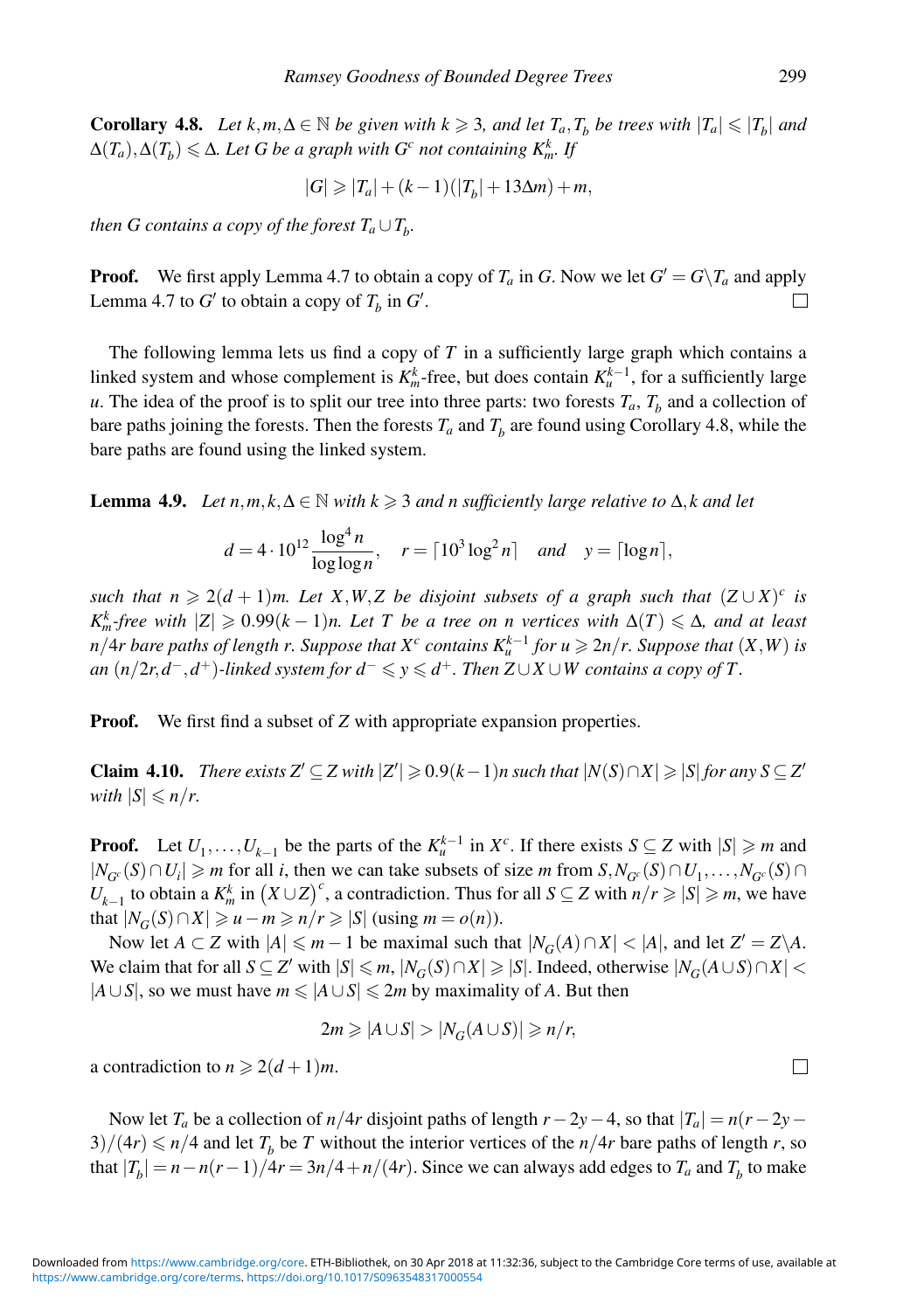**Corollary 4.8.** *Let $k, m, \Delta \in \mathbb{N}$ be given with $k \geqslant 3$, and let $T_a, T_b$ be trees with $|T_a| \leqslant |T_b|$ and $\Delta(T_a), \Delta(T_b) \leqslant \Delta$. Let $G$ be a graph with $G^c$ not containing $K_m^k$. If*

$$|G| \geqslant |T_a| + (k-1)(|T_b| + 13\Delta m) + m,$$

*then $G$ contains a copy of the forest $T_a \cup T_b$.*

**Proof.** We first apply Lemma 4.7 to obtain a copy of $T_a$ in $G$. Now we let $G' = G \backslash T_a$ and apply Lemma 4.7 to $G'$ to obtain a copy of $T_b$ in $G'$. □

The following lemma lets us find a copy of $T$ in a sufficiently large graph which contains a linked system and whose complement is $K_m^k$-free, but does contain $K_u^{k-1}$, for a sufficiently large $u$. The idea of the proof is to split our tree into three parts: two forests $T_a$, $T_b$ and a collection of bare paths joining the forests. Then the forests $T_a$ and $T_b$ are found using Corollary 4.8, while the bare paths are found using the linked system.

**Lemma 4.9.** *Let $n, m, k, \Delta \in \mathbb{N}$ with $k \geqslant 3$ and $n$ sufficiently large relative to $\Delta, k$ and let*

$$d = 4 \cdot 10^{12} \frac{\log^4 n}{\log \log n}, \quad r = \lceil 10^3 \log^2 n \rceil \quad \text{and} \quad y = \lceil \log n \rceil,$$

*such that $n \geqslant 2(d+1)m$. Let $X, W, Z$ be disjoint subsets of a graph such that $(Z \cup X)^c$ is $K_m^k$-free with $|Z| \geqslant 0.99(k-1)n$. Let $T$ be a tree on $n$ vertices with $\Delta(T) \leqslant \Delta$, and at least $n/4r$ bare paths of length $r$. Suppose that $X^c$ contains $K_u^{k-1}$ for $u \geqslant 2n/r$. Suppose that $(X, W)$ is an $(n/2r, d^-, d^+)$-linked system for $d^- \leqslant y \leqslant d^+$. Then $Z \cup X \cup W$ contains a copy of $T$.*

**Proof.** We first find a subset of $Z$ with appropriate expansion properties.

**Claim 4.10.** *There exists $Z' \subseteq Z$ with $|Z'| \geqslant 0.9(k-1)n$ such that $|N(S) \cap X| \geqslant |S|$ for any $S \subseteq Z'$ with $|S| \leqslant n/r$.*

**Proof.** Let $U_1, \ldots, U_{k-1}$ be the parts of the $K_u^{k-1}$ in $X^c$. If there exists $S \subseteq Z$ with $|S| \geqslant m$ and $|N_{G^c}(S) \cap U_i| \geqslant m$ for all $i$, then we can take subsets of size $m$ from $S, N_{G^c}(S) \cap U_1, \ldots, N_{G^c}(S) \cap U_{k-1}$ to obtain a $K_m^k$ in $(X \cup Z)^c$, a contradiction. Thus for all $S \subseteq Z$ with $n/r \geqslant |S| \geqslant m$, we have that $|N_G(S) \cap X| \geqslant u - m \geqslant n/r \geqslant |S|$ (using $m = o(n)$).

Now let $A \subset Z$ with $|A| \leqslant m-1$ be maximal such that $|N_G(A) \cap X| < |A|$, and let $Z' = Z \backslash A$. We claim that for all $S \subseteq Z'$ with $|S| \leqslant m$, $|N_G(S) \cap X| \geqslant |S|$. Indeed, otherwise $|N_G(A \cup S) \cap X| < |A \cup S|$, so we must have $m \leqslant |A \cup S| \leqslant 2m$ by maximality of $A$. But then

$$2m \geqslant |A \cup S| > |N_G(A \cup S)| \geqslant n/r,$$

a contradiction to $n \geqslant 2(d+1)m$. □

Now let $T_a$ be a collection of $n/4r$ disjoint paths of length $r - 2y - 4$, so that $|T_a| = n(r - 2y - 3)/(4r) \leqslant n/4$ and let $T_b$ be $T$ without the interior vertices of the $n/4r$ bare paths of length $r$, so that $|T_b| = n - n(r-1)/4r = 3n/4 + n/(4r)$. Since we can always add edges to $T_a$ and $T_b$ to make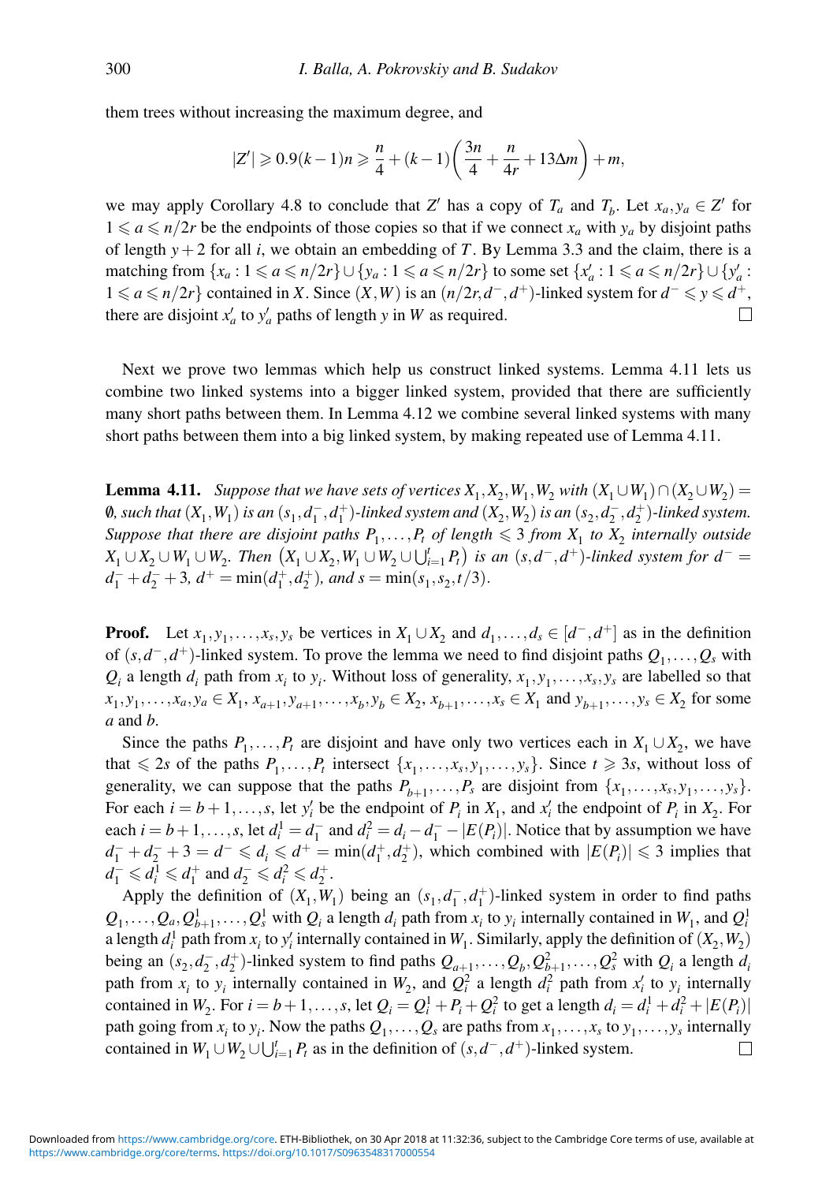them trees without increasing the maximum degree, and

$$|Z'| \geqslant 0.9(k-1)n \geqslant \frac{n}{4} + (k-1)\left(\frac{3n}{4} + \frac{n}{4r} + 13\Delta m\right) + m,$$

we may apply Corollary 4.8 to conclude that $Z'$ has a copy of $T_a$ and $T_b$. Let $x_a, y_a \in Z'$ for $1 \leqslant a \leqslant n/2r$ be the endpoints of those copies so that if we connect $x_a$ with $y_a$ by disjoint paths of length $y+2$ for all $i$, we obtain an embedding of $T$. By Lemma 3.3 and the claim, there is a matching from $\{x_a : 1 \leqslant a \leqslant n/2r\} \cup \{y_a : 1 \leqslant a \leqslant n/2r\}$ to some set $\{x'_a : 1 \leqslant a \leqslant n/2r\} \cup \{y'_a : 1 \leqslant a \leqslant n/2r\}$ contained in $X$. Since $(X,W)$ is an $(n/2r, d^-, d^+)$-linked system for $d^- \leqslant y \leqslant d^+$, there are disjoint $x'_a$ to $y'_a$ paths of length $y$ in $W$ as required. $\square$

Next we prove two lemmas which help us construct linked systems. Lemma 4.11 lets us combine two linked systems into a bigger linked system, provided that there are sufficiently many short paths between them. In Lemma 4.12 we combine several linked systems with many short paths between them into a big linked system, by making repeated use of Lemma 4.11.

**Lemma 4.11.** *Suppose that we have sets of vertices $X_1, X_2, W_1, W_2$ with $(X_1 \cup W_1) \cap (X_2 \cup W_2) = \emptyset$, such that $(X_1, W_1)$ is an $(s_1, d_1^-, d_1^+)$-linked system and $(X_2, W_2)$ is an $(s_2, d_2^-, d_2^+)$-linked system. Suppose that there are disjoint paths $P_1, \dots, P_t$ of length $\leqslant 3$ from $X_1$ to $X_2$ internally outside $X_1 \cup X_2 \cup W_1 \cup W_2$. Then $\left(X_1 \cup X_2, W_1 \cup W_2 \cup \bigcup_{i=1}^t P_t\right)$ is an $(s, d^-, d^+)$-linked system for $d^- = d_1^- + d_2^- + 3$, $d^+ = \min(d_1^+, d_2^+)$, and $s = \min(s_1, s_2, t/3)$.*

**Proof.** Let $x_1, y_1, \dots, x_s, y_s$ be vertices in $X_1 \cup X_2$ and $d_1, \dots, d_s \in [d^-, d^+]$ as in the definition of $(s, d^-, d^+)$-linked system. To prove the lemma we need to find disjoint paths $Q_1, \dots, Q_s$ with $Q_i$ a length $d_i$ path from $x_i$ to $y_i$. Without loss of generality, $x_1, y_1, \dots, x_s, y_s$ are labelled so that $x_1, y_1, \dots, x_a, y_a \in X_1$, $x_{a+1}, y_{a+1}, \dots, x_b, y_b \in X_2$, $x_{b+1}, \dots, x_s \in X_1$ and $y_{b+1}, \dots, y_s \in X_2$ for some $a$ and $b$.

Since the paths $P_1, \dots, P_t$ are disjoint and have only two vertices each in $X_1 \cup X_2$, we have that $\leqslant 2s$ of the paths $P_1, \dots, P_t$ intersect $\{x_1, \dots, x_s, y_1, \dots, y_s\}$. Since $t \geqslant 3s$, without loss of generality, we can suppose that the paths $P_{b+1}, \dots, P_s$ are disjoint from $\{x_1, \dots, x_s, y_1, \dots, y_s\}$. For each $i = b+1, \dots, s$, let $y'_i$ be the endpoint of $P_i$ in $X_1$, and $x'_i$ the endpoint of $P_i$ in $X_2$. For each $i = b+1, \dots, s$, let $d_i^1 = d_1^-$ and $d_i^2 = d_i - d_1^- - |E(P_i)|$. Notice that by assumption we have $d_1^- + d_2^- + 3 = d^- \leqslant d_i \leqslant d^+ = \min(d_1^+, d_2^+)$, which combined with $|E(P_i)| \leqslant 3$ implies that $d_1^- \leqslant d_i^1 \leqslant d_1^+$ and $d_2^- \leqslant d_i^2 \leqslant d_2^+$.

Apply the definition of $(X_1, W_1)$ being an $(s_1, d_1^-, d_1^+)$-linked system in order to find paths $Q_1, \dots, Q_a, Q_{b+1}^1, \dots, Q_s^1$ with $Q_i$ a length $d_i$ path from $x_i$ to $y_i$ internally contained in $W_1$, and $Q_i^1$ a length $d_i^1$ path from $x_i$ to $y'_i$ internally contained in $W_1$. Similarly, apply the definition of $(X_2, W_2)$ being an $(s_2, d_2^-, d_2^+)$-linked system to find paths $Q_{a+1}, \dots, Q_b, Q_{b+1}^2, \dots, Q_s^2$ with $Q_i$ a length $d_i$ path from $x_i$ to $y_i$ internally contained in $W_2$, and $Q_i^2$ a length $d_i^2$ path from $x'_i$ to $y_i$ internally contained in $W_2$. For $i = b+1, \dots, s$, let $Q_i = Q_i^1 + P_i + Q_i^2$ to get a length $d_i = d_i^1 + d_i^2 + |E(P_i)|$ path going from $x_i$ to $y_i$. Now the paths $Q_1, \dots, Q_s$ are paths from $x_1, \dots, x_s$ to $y_1, \dots, y_s$ internally contained in $W_1 \cup W_2 \cup \bigcup_{i=1}^t P_t$ as in the definition of $(s, d^-, d^+)$-linked system. $\square$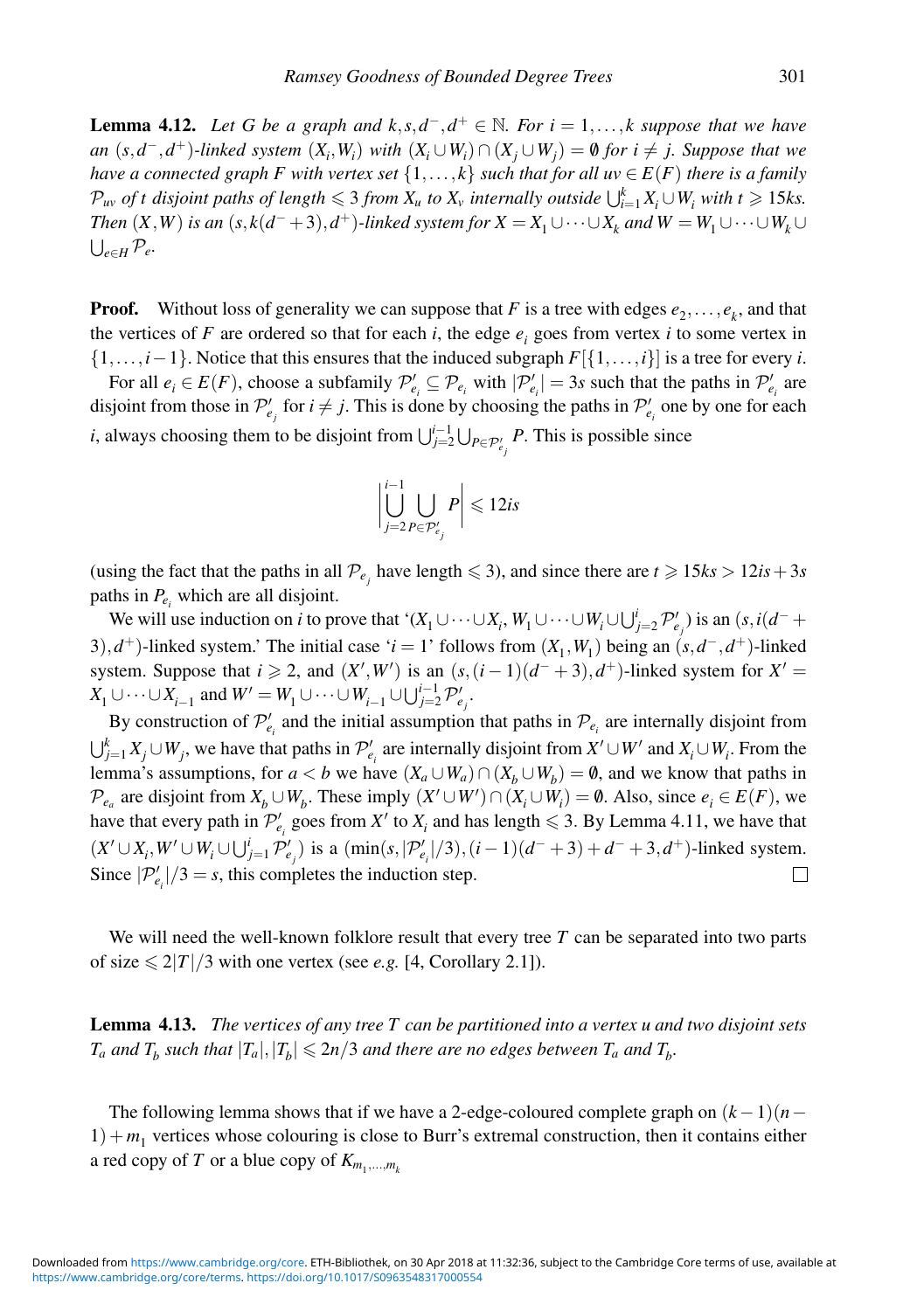**Lemma 4.12.** *Let $G$ be a graph and $k, s, d^-, d^+ \in \mathbb{N}$. For $i = 1, \dots, k$ suppose that we have an $(s, d^-, d^+)$-linked system $(X_i, W_i)$ with $(X_i \cup W_i) \cap (X_j \cup W_j) = \emptyset$ for $i \neq j$. Suppose that we have a connected graph $F$ with vertex set $\{1, \dots, k\}$ such that for all $uv \in E(F)$ there is a family $\mathcal{P}_{uv}$ of $t$ disjoint paths of length $\leqslant 3$ from $X_u$ to $X_v$ internally outside $\bigcup_{i=1}^k X_i \cup W_i$ with $t \geqslant 15ks$. Then $(X, W)$ is an $(s, k(d^- + 3), d^+)$-linked system for $X = X_1 \cup \dots \cup X_k$ and $W = W_1 \cup \dots \cup W_k \cup \bigcup_{e \in H} \mathcal{P}_e$.*

**Proof.** Without loss of generality we can suppose that $F$ is a tree with edges $e_2, \dots, e_k$, and that the vertices of $F$ are ordered so that for each $i$, the edge $e_i$ goes from vertex $i$ to some vertex in $\{1, \dots, i-1\}$. Notice that this ensures that the induced subgraph $F[\{1, \dots, i\}]$ is a tree for every $i$.

For all $e_i \in E(F)$, choose a subfamily $\mathcal{P}'_{e_i} \subseteq \mathcal{P}_{e_i}$ with $|\mathcal{P}'_{e_i}| = 3s$ such that the paths in $\mathcal{P}'_{e_i}$ are disjoint from those in $\mathcal{P}'_{e_j}$ for $i \neq j$. This is done by choosing the paths in $\mathcal{P}'_{e_i}$ one by one for each $i$, always choosing them to be disjoint from $\bigcup_{j=2}^{i-1} \bigcup_{P \in \mathcal{P}'_{e_j}} P$. This is possible since

$$\left| \bigcup_{j=2}^{i-1} \bigcup_{P \in \mathcal{P}'_{e_j}} P \right| \leqslant 12is$$

(using the fact that the paths in all $\mathcal{P}_{e_j}$ have length $\leqslant 3$), and since there are $t \geqslant 15ks > 12is + 3s$ paths in $P_{e_i}$ which are all disjoint.

We will use induction on $i$ to prove that '$(X_1 \cup \dots \cup X_i, W_1 \cup \dots \cup W_i \cup \bigcup_{j=2}^i \mathcal{P}'_{e_j})$ is an $(s, i(d^- + 3), d^+)$-linked system.' The initial case '$i = 1$' follows from $(X_1, W_1)$ being an $(s, d^-, d^+)$-linked system. Suppose that $i \geqslant 2$, and $(X', W')$ is an $(s, (i-1)(d^- + 3), d^+)$-linked system for $X' = X_1 \cup \dots \cup X_{i-1}$ and $W' = W_1 \cup \dots \cup W_{i-1} \cup \bigcup_{j=2}^{i-1} \mathcal{P}'_{e_j}$.

By construction of $\mathcal{P}'_{e_i}$ and the initial assumption that paths in $\mathcal{P}_{e_i}$ are internally disjoint from $\bigcup_{j=1}^k X_j \cup W_j$, we have that paths in $\mathcal{P}'_{e_i}$ are internally disjoint from $X' \cup W'$ and $X_i \cup W_i$. From the lemma's assumptions, for $a < b$ we have $(X_a \cup W_a) \cap (X_b \cup W_b) = \emptyset$, and we know that paths in $\mathcal{P}_{e_a}$ are disjoint from $X_b \cup W_b$. These imply $(X' \cup W') \cap (X_i \cup W_i) = \emptyset$. Also, since $e_i \in E(F)$, we have that every path in $\mathcal{P}'_{e_i}$ goes from $X'$ to $X_i$ and has length $\leqslant 3$. By Lemma 4.11, we have that $(X' \cup X_i, W' \cup W_i \cup \bigcup_{j=1}^i \mathcal{P}'_{e_j})$ is a $(\min(s, |\mathcal{P}'_{e_i}|/3), (i-1)(d^- + 3) + d^- + 3, d^+)$-linked system. Since $|\mathcal{P}'_{e_i}|/3 = s$, this completes the induction step. □

We will need the well-known folklore result that every tree $T$ can be separated into two parts of size $\leqslant 2|T|/3$ with one vertex (see *e.g.* [4, Corollary 2.1]).

**Lemma 4.13.** *The vertices of any tree $T$ can be partitioned into a vertex $u$ and two disjoint sets $T_a$ and $T_b$ such that $|T_a|, |T_b| \leqslant 2n/3$ and there are no edges between $T_a$ and $T_b$.*

The following lemma shows that if we have a 2-edge-coloured complete graph on $(k-1)(n-1) + m_1$ vertices whose colouring is close to Burr's extremal construction, then it contains either a red copy of $T$ or a blue copy of $K_{m_1, \dots, m_k}$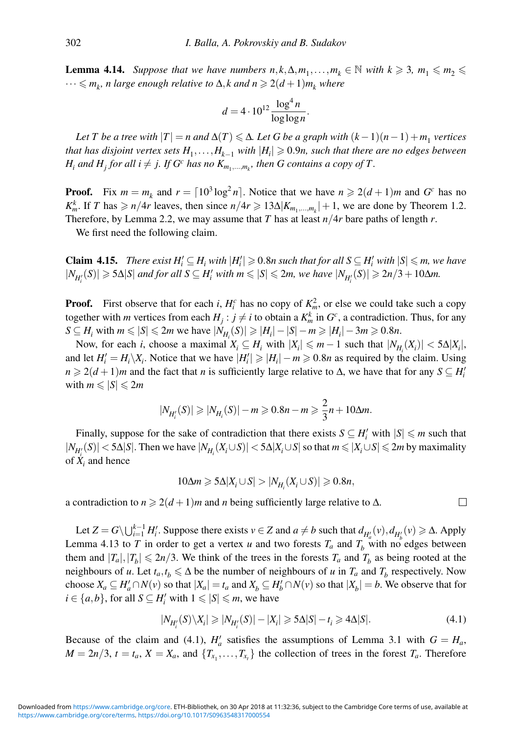**Lemma 4.14.** *Suppose that we have numbers $n,k,\Delta,m_1,\dots,m_k \in \mathbb{N}$ with $k \geqslant 3$, $m_1 \leqslant m_2 \leqslant \cdots \leqslant m_k$, $n$ large enough relative to $\Delta, k$ and $n \geqslant 2(d+1)m_k$ where*

$$d = 4 \cdot 10^{12} \frac{\log^4 n}{\log\log n}.$$

*Let $T$ be a tree with $|T| = n$ and $\Delta(T) \leqslant \Delta$. Let $G$ be a graph with $(k-1)(n-1)+m_1$ vertices that has disjoint vertex sets $H_1,\dots,H_{k-1}$ with $|H_i| \geqslant 0.9n$, such that there are no edges between $H_i$ and $H_j$ for all $i \neq j$. If $G^c$ has no $K_{m_1,\dots,m_k}$, then $G$ contains a copy of $T$.*

**Proof.** Fix $m = m_k$ and $r = \lceil 10^3 \log^2 n \rceil$. Notice that we have $n \geqslant 2(d+1)m$ and $G^c$ has no $K_m^k$. If $T$ has $\geqslant n/4r$ leaves, then since $n/4r \geqslant 13\Delta|K_{m_1,\dots,m_k}|+1$, we are done by Theorem 1.2. Therefore, by Lemma 2.2, we may assume that $T$ has at least $n/4r$ bare paths of length $r$.

We first need the following claim.

**Claim 4.15.** *There exist $H_i' \subseteq H_i$ with $|H_i'| \geqslant 0.8n$ such that for all $S \subseteq H_i'$ with $|S| \leqslant m$, we have $|N_{H_i'}(S)| \geqslant 5\Delta|S|$ and for all $S \subseteq H_i'$ with $m \leqslant |S| \leqslant 2m$, we have $|N_{H_i'}(S)| \geqslant 2n/3 + 10\Delta m$.*

**Proof.** First observe that for each $i$, $H_i^c$ has no copy of $K_m^2$, or else we could take such a copy together with $m$ vertices from each $H_j : j \neq i$ to obtain a $K_m^k$ in $G^c$, a contradiction. Thus, for any $S \subseteq H_i$ with $m \leqslant |S| \leqslant 2m$ we have $|N_{H_i}(S)| \geqslant |H_i| - |S| - m \geqslant |H_i| - 3m \geqslant 0.8n$.

Now, for each $i$, choose a maximal $X_i \subseteq H_i$ with $|X_i| \leqslant m-1$ such that $|N_{H_i}(X_i)| < 5\Delta|X_i|$, and let $H_i' = H_i \backslash X_i$. Notice that we have $|H_i'| \geqslant |H_i| - m \geqslant 0.8n$ as required by the claim. Using $n \geqslant 2(d+1)m$ and the fact that $n$ is sufficiently large relative to $\Delta$, we have that for any $S \subseteq H_i'$ with $m \leqslant |S| \leqslant 2m$

$$|N_{H_i'}(S)| \geqslant |N_{H_i}(S)| - m \geqslant 0.8n - m \geqslant \frac{2}{3}n + 10\Delta m.$$

Finally, suppose for the sake of contradiction that there exists $S \subseteq H_i'$ with $|S| \leqslant m$ such that $|N_{H_i'}(S)| < 5\Delta|S|$. Then we have $|N_{H_i}(X_i \cup S)| < 5\Delta|X_i \cup S|$ so that $m \leqslant |X_i \cup S| \leqslant 2m$ by maximality of $X_i$ and hence

$$10\Delta m \geqslant 5\Delta|X_i \cup S| > |N_{H_i}(X_i \cup S)| \geqslant 0.8n,$$

a contradiction to $n \geqslant 2(d+1)m$ and $n$ being sufficiently large relative to $\Delta$. □

Let $Z = G \backslash \bigcup_{i=1}^{k-1} H_i'$. Suppose there exists $v \in Z$ and $a \neq b$ such that $d_{H_a'}(v), d_{H_b'}(v) \geqslant \Delta$. Apply Lemma 4.13 to $T$ in order to get a vertex $u$ and two forests $T_a$ and $T_b$ with no edges between them and $|T_a|, |T_b| \leqslant 2n/3$. We think of the trees in the forests $T_a$ and $T_b$ as being rooted at the neighbours of $u$. Let $t_a, t_b \leqslant \Delta$ be the number of neighbours of $u$ in $T_a$ and $T_b$ respectively. Now choose $X_a \subseteq H_a' \cap N(v)$ so that $|X_a| = t_a$ and $X_b \subseteq H_b' \cap N(v)$ so that $|X_b| = b$. We observe that for $i \in \{a,b\}$, for all $S \subseteq H_i'$ with $1 \leqslant |S| \leqslant m$, we have

$$|N_{H_i'}(S) \backslash X_i| \geqslant |N_{H_i'}(S)| - |X_i| \geqslant 5\Delta|S| - t_i \geqslant 4\Delta|S|. \tag{4.1}$$

Because of the claim and (4.1), $H_a'$ satisfies the assumptions of Lemma 3.1 with $G = H_a$, $M = 2n/3$, $t = t_a$, $X = X_a$, and $\{T_{x_1},\dots,T_{x_t}\}$ the collection of trees in the forest $T_a$. Therefore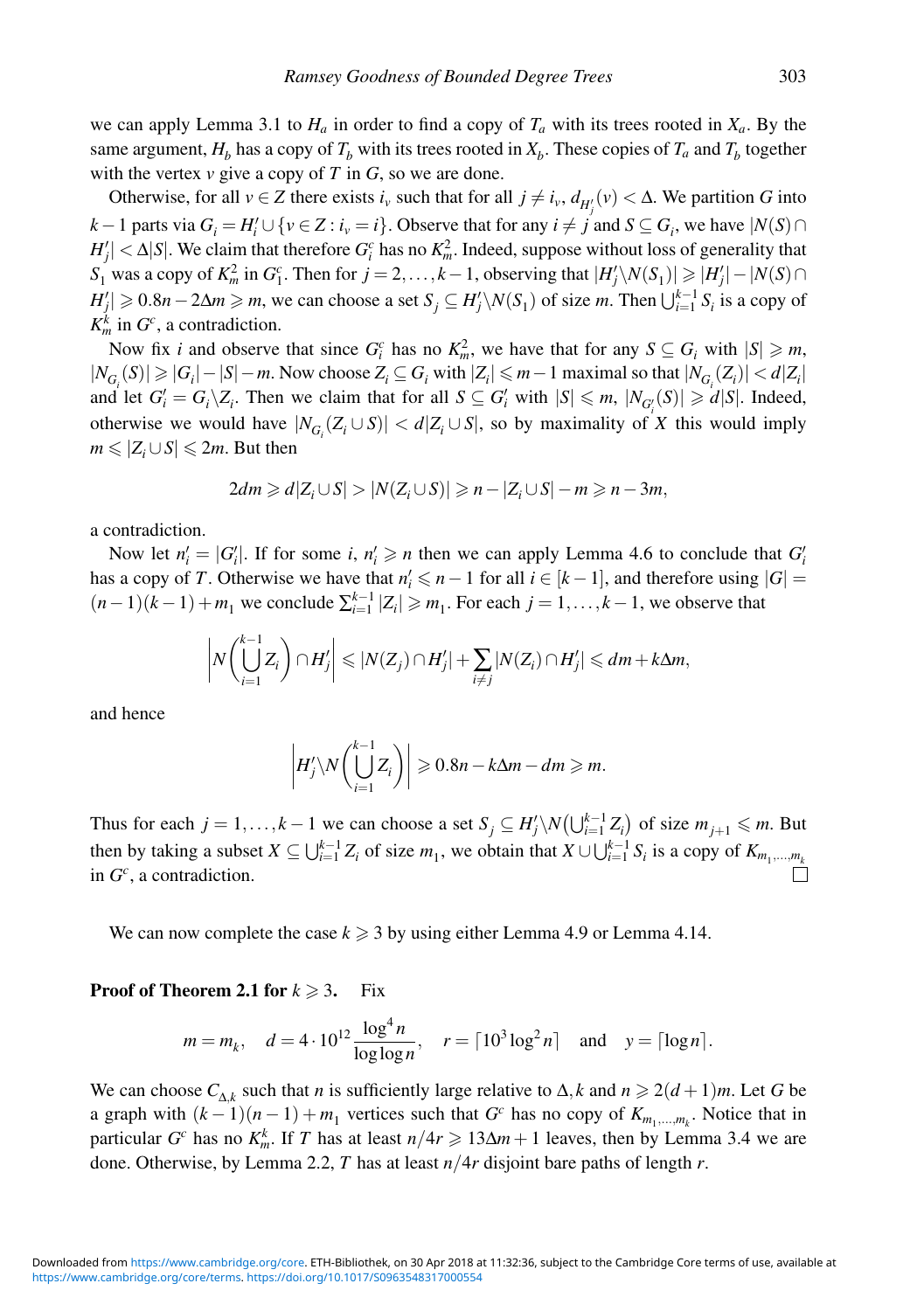we can apply Lemma 3.1 to $H_a$ in order to find a copy of $T_a$ with its trees rooted in $X_a$. By the same argument, $H_b$ has a copy of $T_b$ with its trees rooted in $X_b$. These copies of $T_a$ and $T_b$ together with the vertex $v$ give a copy of $T$ in $G$, so we are done.

Otherwise, for all $v \in Z$ there exists $i_v$ such that for all $j \neq i_v$, $d_{H_j'}(v) < \Delta$. We partition $G$ into $k-1$ parts via $G_i = H_i' \cup \{v \in Z : i_v = i\}$. Observe that for any $i \neq j$ and $S \subseteq G_i$, we have $|N(S) \cap H_j'| < \Delta|S|$. We claim that therefore $G_i^c$ has no $K_m^2$. Indeed, suppose without loss of generality that $S_1$ was a copy of $K_m^2$ in $G_1^c$. Then for $j = 2, \ldots, k-1$, observing that $|H_j' \backslash N(S_1)| \geqslant |H_j'| - |N(S) \cap H_j'| \geqslant 0.8n - 2\Delta m \geqslant m$, we can choose a set $S_j \subseteq H_j' \backslash N(S_1)$ of size $m$. Then $\bigcup_{i=1}^{k-1} S_i$ is a copy of $K_m^k$ in $G^c$, a contradiction.

Now fix $i$ and observe that since $G_i^c$ has no $K_m^2$, we have that for any $S \subseteq G_i$ with $|S| \geqslant m$, $|N_{G_i}(S)| \geqslant |G_i| - |S| - m$. Now choose $Z_i \subseteq G_i$ with $|Z_i| \leqslant m-1$ maximal so that $|N_{G_i}(Z_i)| < d|Z_i|$ and let $G_i' = G_i \backslash Z_i$. Then we claim that for all $S \subseteq G_i'$ with $|S| \leqslant m$, $|N_{G_i'}(S)| \geqslant d|S|$. Indeed, otherwise we would have $|N_{G_i}(Z_i \cup S)| < d|Z_i \cup S|$, so by maximality of $X$ this would imply $m \leqslant |Z_i \cup S| \leqslant 2m$. But then

$$2dm \geqslant d|Z_i \cup S| > |N(Z_i \cup S)| \geqslant n - |Z_i \cup S| - m \geqslant n - 3m,$$

a contradiction.

Now let $n_i' = |G_i'|$. If for some $i$, $n_i' \geqslant n$ then we can apply Lemma 4.6 to conclude that $G_i'$ has a copy of $T$. Otherwise we have that $n_i' \leqslant n-1$ for all $i \in [k-1]$, and therefore using $|G| = (n-1)(k-1) + m_1$ we conclude $\sum_{i=1}^{k-1} |Z_i| \geqslant m_1$. For each $j = 1, \ldots, k-1$, we observe that

$$\left| N\left( \bigcup_{i=1}^{k-1} Z_i \right) \cap H_j' \right| \leqslant |N(Z_j) \cap H_j'| + \sum_{i \neq j} |N(Z_i) \cap H_j'| \leqslant dm + k\Delta m,$$

and hence

$$\left| H_j' \backslash N\left( \bigcup_{i=1}^{k-1} Z_i \right) \right| \geqslant 0.8n - k\Delta m - dm \geqslant m.$$

Thus for each $j = 1, \ldots, k-1$ we can choose a set $S_j \subseteq H_j' \backslash N\left(\bigcup_{i=1}^{k-1} Z_i\right)$ of size $m_{j+1} \leqslant m$. But then by taking a subset $X \subseteq \bigcup_{i=1}^{k-1} Z_i$ of size $m_1$, we obtain that $X \cup \bigcup_{i=1}^{k-1} S_i$ is a copy of $K_{m_1, \ldots, m_k}$ in $G^c$, a contradiction. □

We can now complete the case $k \geqslant 3$ by using either Lemma 4.9 or Lemma 4.14.

**Proof of Theorem 2.1 for $k \geqslant 3$.** Fix

$$m = m_k, \quad d = 4 \cdot 10^{12} \frac{\log^4 n}{\log \log n}, \quad r = \lceil 10^3 \log^2 n \rceil \quad \text{and} \quad y = \lceil \log n \rceil.$$

We can choose $C_{\Delta,k}$ such that $n$ is sufficiently large relative to $\Delta, k$ and $n \geqslant 2(d+1)m$. Let $G$ be a graph with $(k-1)(n-1) + m_1$ vertices such that $G^c$ has no copy of $K_{m_1, \ldots, m_k}$. Notice that in particular $G^c$ has no $K_m^k$. If $T$ has at least $n/4r \geqslant 13\Delta m + 1$ leaves, then by Lemma 3.4 we are done. Otherwise, by Lemma 2.2, $T$ has at least $n/4r$ disjoint bare paths of length $r$.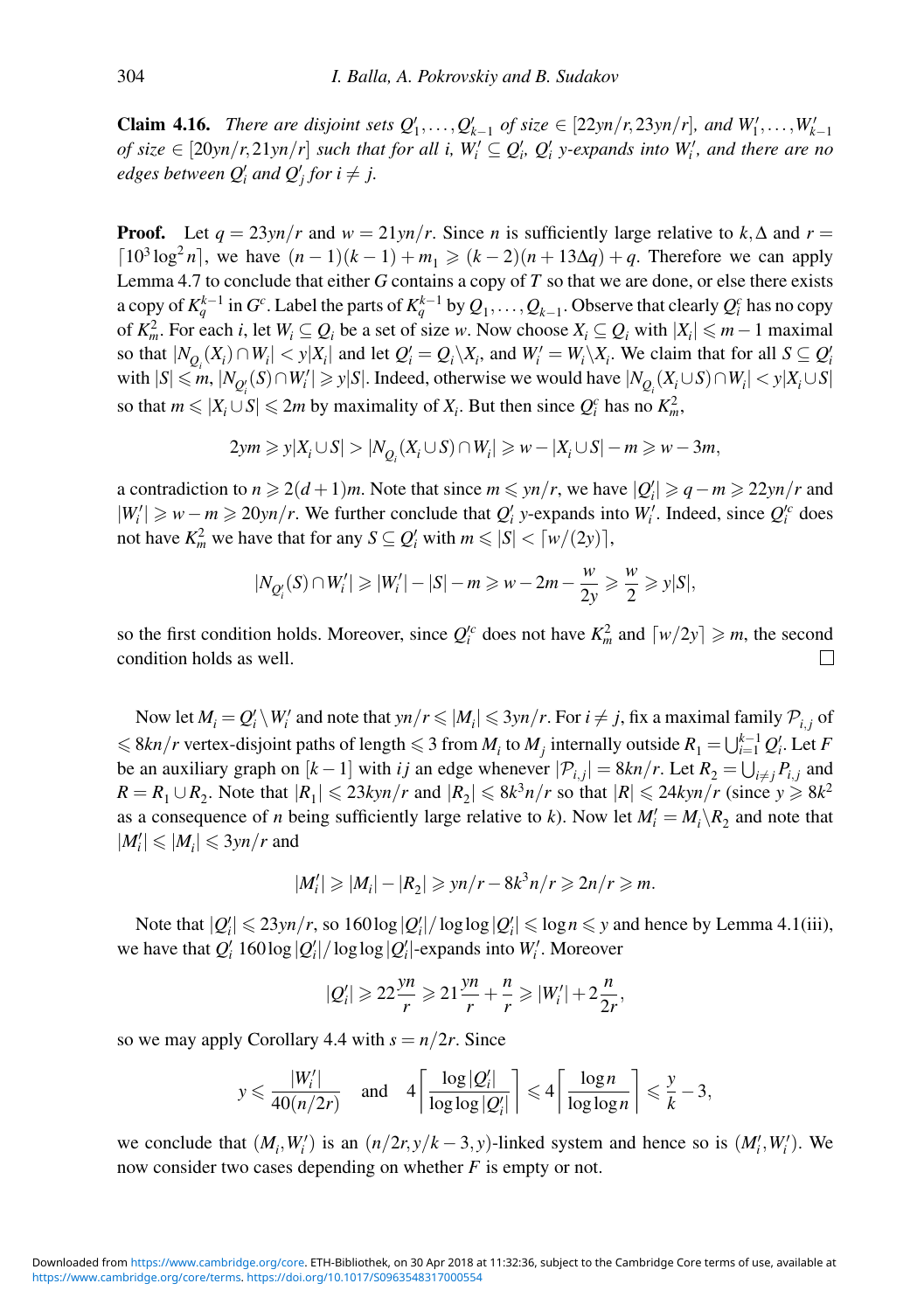**Claim 4.16.** *There are disjoint sets $Q'_1, \ldots, Q'_{k-1}$ of size $\in [22yn/r, 23yn/r]$, and $W'_1, \ldots, W'_{k-1}$ of size $\in [20yn/r, 21yn/r]$ such that for all $i$, $W'_i \subseteq Q'_i$, $Q'_i$ $y$-expands into $W'_i$, and there are no edges between $Q'_i$ and $Q'_j$ for $i \neq j$.*

**Proof.** Let $q = 23yn/r$ and $w = 21yn/r$. Since $n$ is sufficiently large relative to $k, \Delta$ and $r = \lceil 10^3 \log^2 n \rceil$, we have $(n-1)(k-1) + m_1 \geqslant (k-2)(n + 13\Delta q) + q$. Therefore we can apply Lemma 4.7 to conclude that either $G$ contains a copy of $T$ so that we are done, or else there exists a copy of $K_q^{k-1}$ in $G^c$. Label the parts of $K_q^{k-1}$ by $Q_1, \ldots, Q_{k-1}$. Observe that clearly $Q_i^c$ has no copy of $K_m^2$. For each $i$, let $W_i \subseteq Q_i$ be a set of size $w$. Now choose $X_i \subseteq Q_i$ with $|X_i| \leqslant m-1$ maximal so that $|N_{Q_i}(X_i) \cap W_i| < y|X_i|$ and let $Q'_i = Q_i \backslash X_i$, and $W'_i = W_i \backslash X_i$. We claim that for all $S \subseteq Q'_i$ with $|S| \leqslant m$, $|N_{Q'_i}(S) \cap W'_i| \geqslant y|S|$. Indeed, otherwise we would have $|N_{Q_i}(X_i \cup S) \cap W_i| < y|X_i \cup S|$ so that $m \leqslant |X_i \cup S| \leqslant 2m$ by maximality of $X_i$. But then since $Q_i^c$ has no $K_m^2$,

$$2ym \geqslant y|X_i \cup S| > |N_{Q_i}(X_i \cup S) \cap W_i| \geqslant w - |X_i \cup S| - m \geqslant w - 3m,$$

a contradiction to $n \geqslant 2(d+1)m$. Note that since $m \leqslant yn/r$, we have $|Q'_i| \geqslant q - m \geqslant 22yn/r$ and $|W'_i| \geqslant w - m \geqslant 20yn/r$. We further conclude that $Q'_i$ $y$-expands into $W'_i$. Indeed, since $Q_i'^c$ does not have $K_m^2$ we have that for any $S \subseteq Q'_i$ with $m \leqslant |S| < \lceil w/(2y) \rceil$,

$$|N_{Q'_i}(S) \cap W'_i| \geqslant |W'_i| - |S| - m \geqslant w - 2m - \frac{w}{2y} \geqslant \frac{w}{2} \geqslant y|S|,$$

so the first condition holds. Moreover, since $Q_i'^c$ does not have $K_m^2$ and $\lceil w/2y \rceil \geqslant m$, the second condition holds as well. $\square$

Now let $M_i = Q'_i \backslash W'_i$ and note that $yn/r \leqslant |M_i| \leqslant 3yn/r$. For $i \neq j$, fix a maximal family $\mathcal{P}_{i,j}$ of $\leqslant 8kn/r$ vertex-disjoint paths of length $\leqslant 3$ from $M_i$ to $M_j$ internally outside $R_1 = \bigcup_{i=1}^{k-1} Q'_i$. Let $F$ be an auxiliary graph on $[k-1]$ with $ij$ an edge whenever $|\mathcal{P}_{i,j}| = 8kn/r$. Let $R_2 = \bigcup_{i \neq j} P_{i,j}$ and $R = R_1 \cup R_2$. Note that $|R_1| \leqslant 23kyn/r$ and $|R_2| \leqslant 8k^3 n/r$ so that $|R| \leqslant 24kyn/r$ (since $y \geqslant 8k^2$ as a consequence of $n$ being sufficiently large relative to $k$). Now let $M'_i = M_i \backslash R_2$ and note that $|M'_i| \leqslant |M_i| \leqslant 3yn/r$ and

$$|M'_i| \geqslant |M_i| - |R_2| \geqslant yn/r - 8k^3 n/r \geqslant 2n/r \geqslant m.$$

Note that $|Q'_i| \leqslant 23yn/r$, so $160 \log |Q'_i| / \log\log |Q'_i| \leqslant \log n \leqslant y$ and hence by Lemma 4.1(iii), we have that $Q'_i$ $160 \log |Q'_i| / \log\log |Q'_i|$-expands into $W'_i$. Moreover

$$|Q'_i| \geqslant 22\frac{yn}{r} \geqslant 21\frac{yn}{r} + \frac{n}{r} \geqslant |W'_i| + 2\frac{n}{2r},$$

so we may apply Corollary 4.4 with $s = n/2r$. Since

$$y \leqslant \frac{|W'_i|}{40(n/2r)} \quad \text{and} \quad 4\left\lceil \frac{\log |Q'_i|}{\log\log |Q'_i|} \right\rceil \leqslant 4\left\lceil \frac{\log n}{\log\log n} \right\rceil \leqslant \frac{y}{k} - 3,$$

we conclude that $(M_i, W'_i)$ is an $(n/2r, y/k - 3, y)$-linked system and hence so is $(M'_i, W'_i)$. We now consider two cases depending on whether $F$ is empty or not.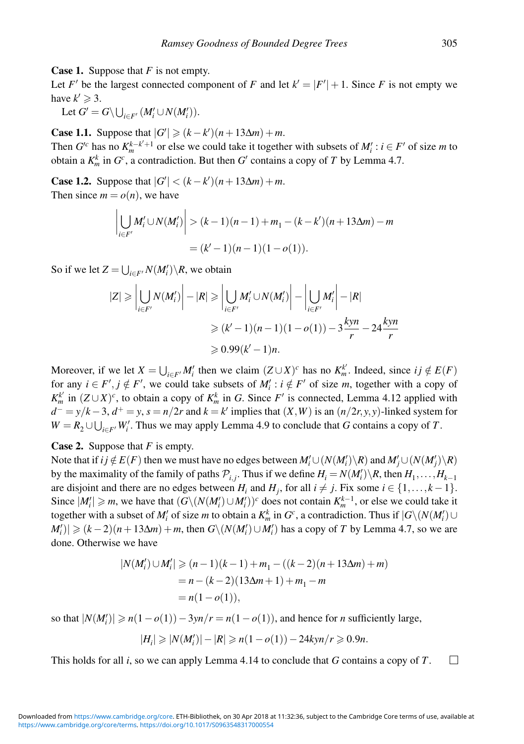**Case 1.** Suppose that $F$ is not empty.
Let $F'$ be the largest connected component of $F$ and let $k' = |F'| + 1$. Since $F$ is not empty we have $k' \geqslant 3$.

Let $G' = G \backslash \bigcup_{i \in F'} (M'_i \cup N(M'_i))$.

**Case 1.1.** Suppose that $|G'| \geqslant (k - k')(n + 13\Delta m) + m$.
Then $G'^c$ has no $K_m^{k-k'+1}$ or else we could take it together with subsets of $M'_i : i \in F'$ of size $m$ to obtain a $K_m^k$ in $G^c$, a contradiction. But then $G'$ contains a copy of $T$ by Lemma 4.7.

**Case 1.2.** Suppose that $|G'| < (k - k')(n + 13\Delta m) + m$.
Then since $m = o(n)$, we have

$$\left| \bigcup_{i \in F'} M'_i \cup N(M'_i) \right| > (k-1)(n-1) + m_1 - (k-k')(n + 13\Delta m) - m$$
$$= (k'-1)(n-1)(1 - o(1)).$$

So if we let $Z = \bigcup_{i \in F'} N(M'_i) \backslash R$, we obtain

$$|Z| \geqslant \left| \bigcup_{i \in F'} N(M'_i) \right| - |R| \geqslant \left| \bigcup_{i \in F'} M'_i \cup N(M'_i) \right| - \left| \bigcup_{i \in F'} M'_i \right| - |R|$$
$$\geqslant (k'-1)(n-1)(1 - o(1)) - 3\frac{kyn}{r} - 24\frac{kyn}{r}$$
$$\geqslant 0.99(k'-1)n.$$

Moreover, if we let $X = \bigcup_{i \in F'} M'_i$ then we claim $(Z \cup X)^c$ has no $K_m^{k'}$. Indeed, since $ij \notin E(F)$ for any $i \in F'$, $j \notin F'$, we could take subsets of $M'_i : i \notin F'$ of size $m$, together with a copy of $K_m^{k'}$ in $(Z \cup X)^c$, to obtain a copy of $K_m^k$ in $G$. Since $F'$ is connected, Lemma 4.12 applied with $d^- = y/k - 3$, $d^+ = y$, $s = n/2r$ and $k = k'$ implies that $(X, W)$ is an $(n/2r, y, y)$-linked system for $W = R_2 \cup \bigcup_{i \in F'} W'_i$. Thus we may apply Lemma 4.9 to conclude that $G$ contains a copy of $T$.

**Case 2.** Suppose that $F$ is empty.
Note that if $ij \notin E(F)$ then we must have no edges between $M'_i \cup (N(M'_i) \backslash R)$ and $M'_j \cup (N(M'_j) \backslash R)$ by the maximality of the family of paths $\mathcal{P}_{i,j}$. Thus if we define $H_i = N(M'_i) \backslash R$, then $H_1, \ldots, H_{k-1}$ are disjoint and there are no edges between $H_i$ and $H_j$, for all $i \neq j$. Fix some $i \in \{1, \ldots, k-1\}$. Since $|M'_i| \geqslant m$, we have that $(G \backslash (N(M'_i) \cup M'_i))^c$ does not contain $K_m^{k-1}$, or else we could take it together with a subset of $M'_i$ of size $m$ to obtain a $K_m^k$ in $G^c$, a contradiction. Thus if $|G \backslash (N(M'_i) \cup M'_i)| \geqslant (k-2)(n + 13\Delta m) + m$, then $G \backslash (N(M'_i) \cup M'_i)$ has a copy of $T$ by Lemma 4.7, so we are done. Otherwise we have

$$|N(M'_i) \cup M'_i| \geqslant (n-1)(k-1) + m_1 - ((k-2)(n + 13\Delta m) + m)$$
$$= n - (k-2)(13\Delta m + 1) + m_1 - m$$
$$= n(1 - o(1)),$$

so that $|N(M'_i)| \geqslant n(1 - o(1)) - 3yn/r = n(1 - o(1))$, and hence for $n$ sufficiently large,

$$|H_i| \geqslant |N(M'_i)| - |R| \geqslant n(1 - o(1)) - 24kyn/r \geqslant 0.9n.$$

This holds for all $i$, so we can apply Lemma 4.14 to conclude that $G$ contains a copy of $T$. $\square$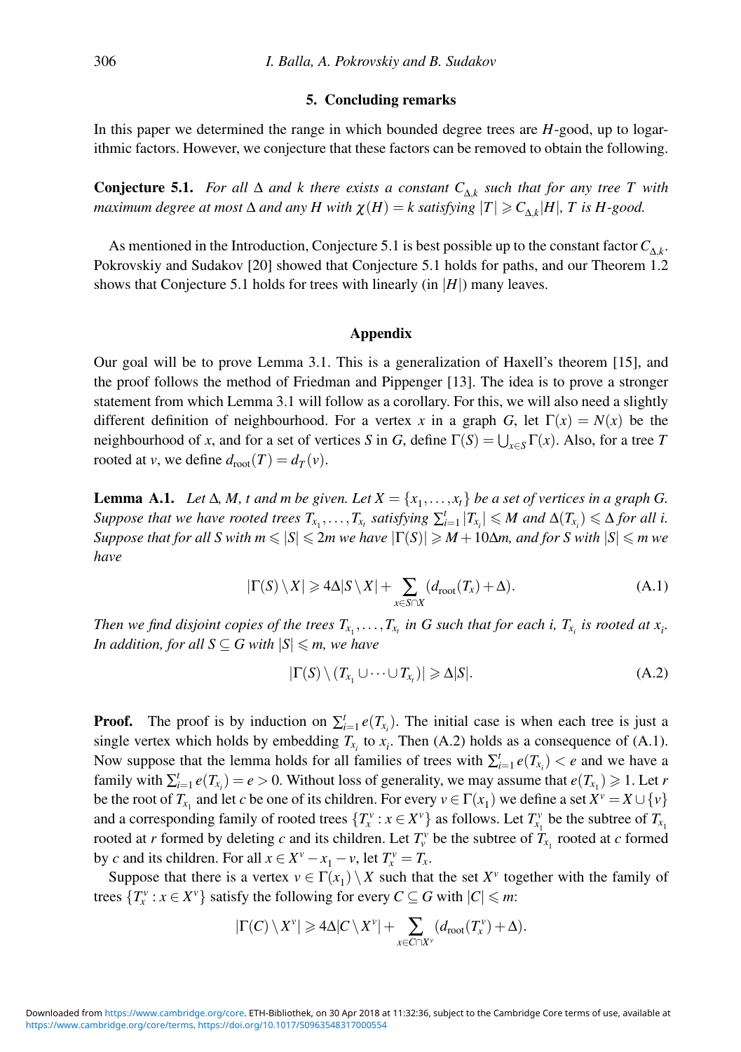## 5. Concluding remarks

In this paper we determined the range in which bounded degree trees are $H$-good, up to logarithmic factors. However, we conjecture that these factors can be removed to obtain the following.

**Conjecture 5.1.** *For all $\Delta$ and $k$ there exists a constant $C_{\Delta,k}$ such that for any tree $T$ with maximum degree at most $\Delta$ and any $H$ with $\chi(H) = k$ satisfying $|T| \geqslant C_{\Delta,k}|H|$, $T$ is $H$-good.*

As mentioned in the Introduction, Conjecture 5.1 is best possible up to the constant factor $C_{\Delta,k}$. Pokrovskiy and Sudakov [20] showed that Conjecture 5.1 holds for paths, and our Theorem 1.2 shows that Conjecture 5.1 holds for trees with linearly (in $|H|$) many leaves.

## Appendix

Our goal will be to prove Lemma 3.1. This is a generalization of Haxell's theorem [15], and the proof follows the method of Friedman and Pippenger [13]. The idea is to prove a stronger statement from which Lemma 3.1 will follow as a corollary. For this, we will also need a slightly different definition of neighbourhood. For a vertex $x$ in a graph $G$, let $\Gamma(x) = N(x)$ be the neighbourhood of $x$, and for a set of vertices $S$ in $G$, define $\Gamma(S) = \bigcup_{x \in S} \Gamma(x)$. Also, for a tree $T$ rooted at $v$, we define $d_{\text{root}}(T) = d_T(v)$.

**Lemma A.1.** *Let $\Delta$, $M$, $t$ and $m$ be given. Let $X = \{x_1, \ldots, x_t\}$ be a set of vertices in a graph $G$. Suppose that we have rooted trees $T_{x_1}, \ldots, T_{x_t}$ satisfying $\sum_{i=1}^{t} |T_{x_i}| \leqslant M$ and $\Delta(T_{x_i}) \leqslant \Delta$ for all $i$. Suppose that for all $S$ with $m \leqslant |S| \leqslant 2m$ we have $|\Gamma(S)| \geqslant M + 10\Delta m$, and for $S$ with $|S| \leqslant m$ we have*

$$|\Gamma(S) \setminus X| \geqslant 4\Delta|S \setminus X| + \sum_{x \in S \cap X} (d_{\text{root}}(T_x) + \Delta). \tag{A.1}$$

*Then we find disjoint copies of the trees $T_{x_1}, \ldots, T_{x_t}$ in $G$ such that for each $i$, $T_{x_i}$ is rooted at $x_i$. In addition, for all $S \subseteq G$ with $|S| \leqslant m$, we have*

$$|\Gamma(S) \setminus (T_{x_1} \cup \cdots \cup T_{x_t})| \geqslant \Delta|S|. \tag{A.2}$$

**Proof.** The proof is by induction on $\sum_{i=1}^{t} e(T_{x_i})$. The initial case is when each tree is just a single vertex which holds by embedding $T_{x_i}$ to $x_i$. Then (A.2) holds as a consequence of (A.1). Now suppose that the lemma holds for all families of trees with $\sum_{i=1}^{t} e(T_{x_i}) < e$ and we have a family with $\sum_{i=1}^{t} e(T_{x_i}) = e > 0$. Without loss of generality, we may assume that $e(T_{x_1}) \geqslant 1$. Let $r$ be the root of $T_{x_1}$ and let $c$ be one of its children. For every $v \in \Gamma(x_1)$ we define a set $X^v = X \cup \{v\}$ and a corresponding family of rooted trees $\{T_x^v : x \in X^v\}$ as follows. Let $T_{x_1}^v$ be the subtree of $T_{x_1}$ rooted at $r$ formed by deleting $c$ and its children. Let $T_v^v$ be the subtree of $T_{x_1}$ rooted at $c$ formed by $c$ and its children. For all $x \in X^v - x_1 - v$, let $T_x^v = T_x$.

Suppose that there is a vertex $v \in \Gamma(x_1) \setminus X$ such that the set $X^v$ together with the family of trees $\{T_x^v : x \in X^v\}$ satisfy the following for every $C \subseteq G$ with $|C| \leqslant m$:

$$|\Gamma(C) \setminus X^v| \geqslant 4\Delta|C \setminus X^v| + \sum_{x \in C \cap X^v} (d_{\text{root}}(T_x^v) + \Delta).$$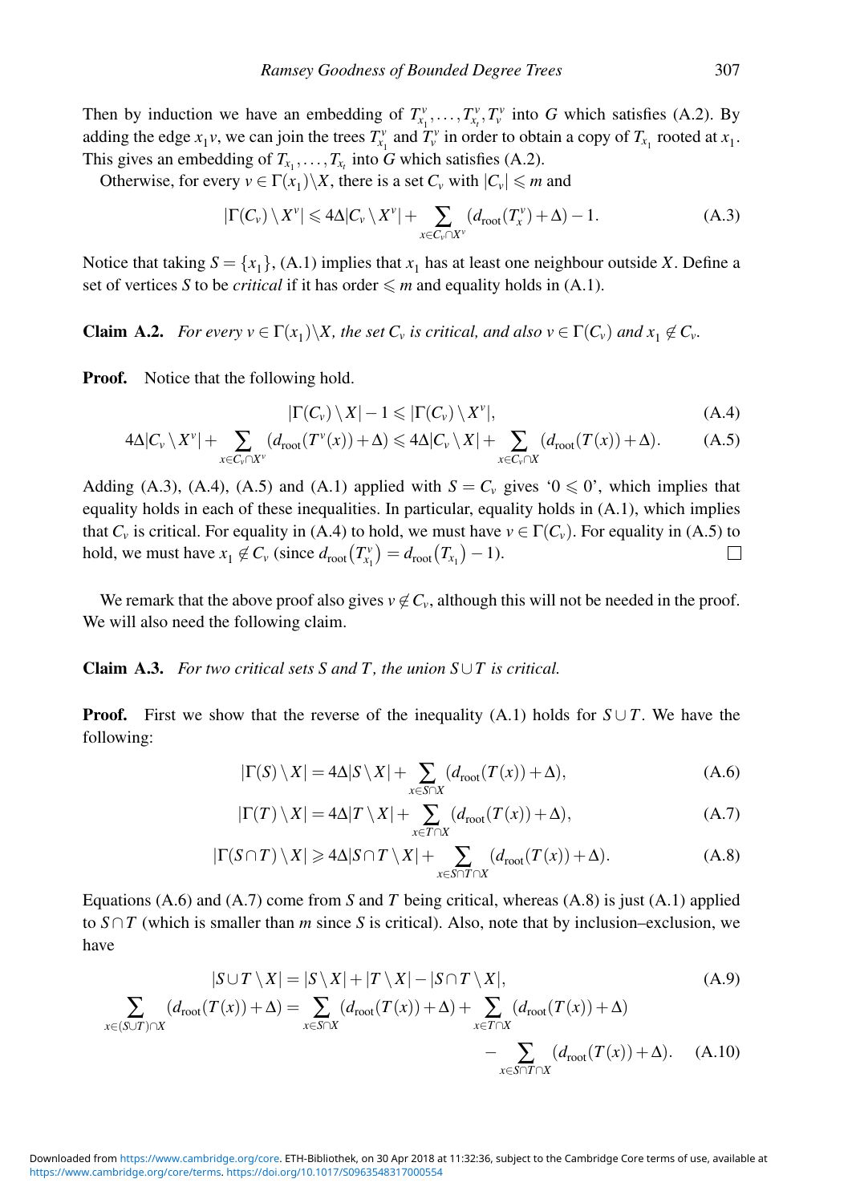Then by induction we have an embedding of $T^v_{x_1}, \ldots, T^v_{x_t}, T^v_v$ into $G$ which satisfies (A.2). By adding the edge $x_1v$, we can join the trees $T^v_{x_1}$ and $T^v_v$ in order to obtain a copy of $T_{x_1}$ rooted at $x_1$. This gives an embedding of $T_{x_1}, \ldots, T_{x_t}$ into $G$ which satisfies (A.2).

Otherwise, for every $v \in \Gamma(x_1)\backslash X$, there is a set $C_v$ with $|C_v| \leqslant m$ and

$$|\Gamma(C_v) \setminus X^v| \leqslant 4\Delta|C_v \setminus X^v| + \sum_{x \in C_v \cap X^v} (d_{\text{root}}(T^v_x) + \Delta) - 1. \tag{A.3}$$

Notice that taking $S = \{x_1\}$, (A.1) implies that $x_1$ has at least one neighbour outside $X$. Define a set of vertices $S$ to be *critical* if it has order $\leqslant m$ and equality holds in (A.1).

**Claim A.2.** *For every $v \in \Gamma(x_1)\backslash X$, the set $C_v$ is critical, and also $v \in \Gamma(C_v)$ and $x_1 \notin C_v$.*

**Proof.** Notice that the following hold.

$$|\Gamma(C_v) \setminus X| - 1 \leqslant |\Gamma(C_v) \setminus X^v|, \tag{A.4}$$

$$4\Delta|C_v \setminus X^v| + \sum_{x \in C_v \cap X^v} (d_{\text{root}}(T^v(x)) + \Delta) \leqslant 4\Delta|C_v \setminus X| + \sum_{x \in C_v \cap X} (d_{\text{root}}(T(x)) + \Delta). \tag{A.5}$$

Adding (A.3), (A.4), (A.5) and (A.1) applied with $S = C_v$ gives '$0 \leqslant 0$', which implies that equality holds in each of these inequalities. In particular, equality holds in (A.1), which implies that $C_v$ is critical. For equality in (A.4) to hold, we must have $v \in \Gamma(C_v)$. For equality in (A.5) to hold, we must have $x_1 \notin C_v$ (since $d_{\text{root}}(T^v_{x_1}) = d_{\text{root}}(T_{x_1}) - 1$). □

We remark that the above proof also gives $v \notin C_v$, although this will not be needed in the proof. We will also need the following claim.

**Claim A.3.** *For two critical sets $S$ and $T$, the union $S \cup T$ is critical.*

**Proof.** First we show that the reverse of the inequality (A.1) holds for $S \cup T$. We have the following:

$$|\Gamma(S) \setminus X| = 4\Delta|S \setminus X| + \sum_{x \in S \cap X} (d_{\text{root}}(T(x)) + \Delta), \tag{A.6}$$

$$|\Gamma(T) \setminus X| = 4\Delta|T \setminus X| + \sum_{x \in T \cap X} (d_{\text{root}}(T(x)) + \Delta), \tag{A.7}$$

$$|\Gamma(S \cap T) \setminus X| \geqslant 4\Delta|S \cap T \setminus X| + \sum_{x \in S \cap T \cap X} (d_{\text{root}}(T(x)) + \Delta). \tag{A.8}$$

Equations (A.6) and (A.7) come from $S$ and $T$ being critical, whereas (A.8) is just (A.1) applied to $S \cap T$ (which is smaller than $m$ since $S$ is critical). Also, note that by inclusion–exclusion, we have

$$|S \cup T \setminus X| = |S \setminus X| + |T \setminus X| - |S \cap T \setminus X|, \tag{A.9}$$

$$\sum_{x \in (S \cup T) \cap X} (d_{\text{root}}(T(x)) + \Delta) = \sum_{x \in S \cap X} (d_{\text{root}}(T(x)) + \Delta) + \sum_{x \in T \cap X} (d_{\text{root}}(T(x)) + \Delta) - \sum_{x \in S \cap T \cap X} (d_{\text{root}}(T(x)) + \Delta). \tag{A.10}$$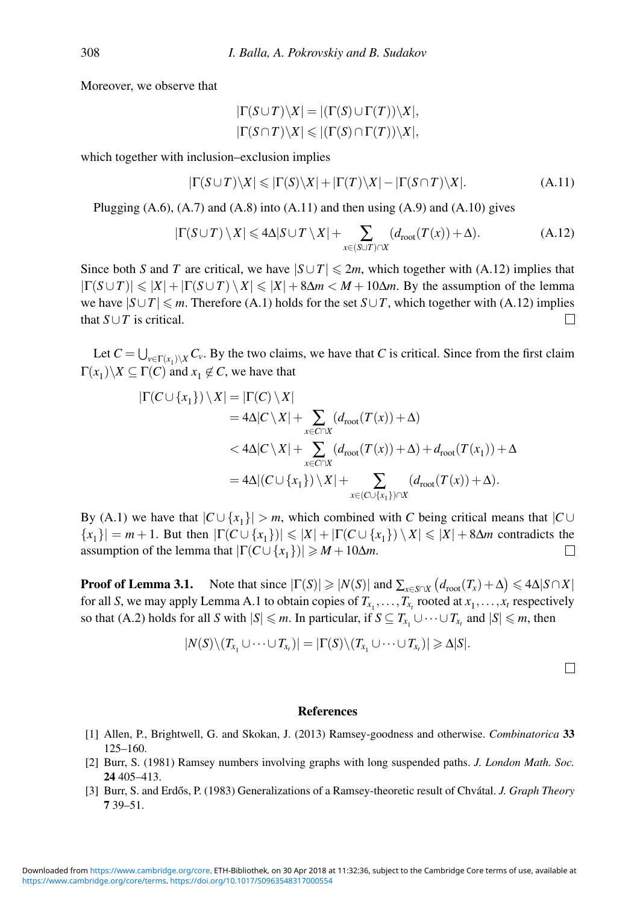Moreover, we observe that

$$|\Gamma(S \cup T)\backslash X| = |(\Gamma(S) \cup \Gamma(T))\backslash X|,$$
$$|\Gamma(S \cap T)\backslash X| \leqslant |(\Gamma(S) \cap \Gamma(T))\backslash X|,$$

which together with inclusion–exclusion implies

$$|\Gamma(S \cup T)\backslash X| \leqslant |\Gamma(S)\backslash X| + |\Gamma(T)\backslash X| - |\Gamma(S \cap T)\backslash X|. \tag{A.11}$$

Plugging (A.6), (A.7) and (A.8) into (A.11) and then using (A.9) and (A.10) gives

$$|\Gamma(S \cup T) \setminus X| \leqslant 4\Delta|S \cup T \setminus X| + \sum_{x \in (S \cup T) \cap X} (d_{\text{root}}(T(x)) + \Delta). \tag{A.12}$$

Since both $S$ and $T$ are critical, we have $|S \cup T| \leqslant 2m$, which together with (A.12) implies that $|\Gamma(S \cup T)| \leqslant |X| + |\Gamma(S \cup T) \setminus X| \leqslant |X| + 8\Delta m < M + 10\Delta m$. By the assumption of the lemma we have $|S \cup T| \leqslant m$. Therefore (A.1) holds for the set $S \cup T$, which together with (A.12) implies that $S \cup T$ is critical. □

Let $C = \bigcup_{v \in \Gamma(x_1)\setminus X} C_v$. By the two claims, we have that $C$ is critical. Since from the first claim $\Gamma(x_1)\backslash X \subseteq \Gamma(C)$ and $x_1 \notin C$, we have that

$$\begin{aligned}
|\Gamma(C \cup \{x_1\}) \setminus X| &= |\Gamma(C) \setminus X| \\
&= 4\Delta|C \setminus X| + \sum_{x \in C \cap X} (d_{\text{root}}(T(x)) + \Delta) \\
&< 4\Delta|C \setminus X| + \sum_{x \in C \cap X} (d_{\text{root}}(T(x)) + \Delta) + d_{\text{root}}(T(x_1)) + \Delta \\
&= 4\Delta|(C \cup \{x_1\}) \setminus X| + \sum_{x \in (C \cup \{x_1\}) \cap X} (d_{\text{root}}(T(x)) + \Delta).
\end{aligned}$$

By (A.1) we have that $|C \cup \{x_1\}| > m$, which combined with $C$ being critical means that $|C \cup \{x_1\}| = m+1$. But then $|\Gamma(C \cup \{x_1\})| \leqslant |X| + |\Gamma(C \cup \{x_1\}) \setminus X| \leqslant |X| + 8\Delta m$ contradicts the assumption of the lemma that $|\Gamma(C \cup \{x_1\})| \geqslant M + 10\Delta m$. □

**Proof of Lemma 3.1.** Note that since $|\Gamma(S)| \geqslant |N(S)|$ and $\sum_{x \in S \cap X} \left(d_{\text{root}}(T_x) + \Delta\right) \leqslant 4\Delta|S \cap X|$ for all $S$, we may apply Lemma A.1 to obtain copies of $T_{x_1}, \ldots, T_{x_t}$ rooted at $x_1, \ldots, x_t$ respectively so that (A.2) holds for all $S$ with $|S| \leqslant m$. In particular, if $S \subseteq T_{x_1} \cup \cdots \cup T_{x_t}$ and $|S| \leqslant m$, then

$$|N(S)\backslash(T_{x_1} \cup \cdots \cup T_{x_t})| = |\Gamma(S)\backslash(T_{x_1} \cup \cdots \cup T_{x_t})| \geqslant \Delta|S|.$$

□

## References

[1] Allen, P., Brightwell, G. and Skokan, J. (2013) Ramsey-goodness and otherwise. *Combinatorica* **33** 125–160.

[2] Burr, S. (1981) Ramsey numbers involving graphs with long suspended paths. *J. London Math. Soc.* **24** 405–413.

[3] Burr, S. and Erdős, P. (1983) Generalizations of a Ramsey-theoretic result of Chvátal. *J. Graph Theory* **7** 39–51.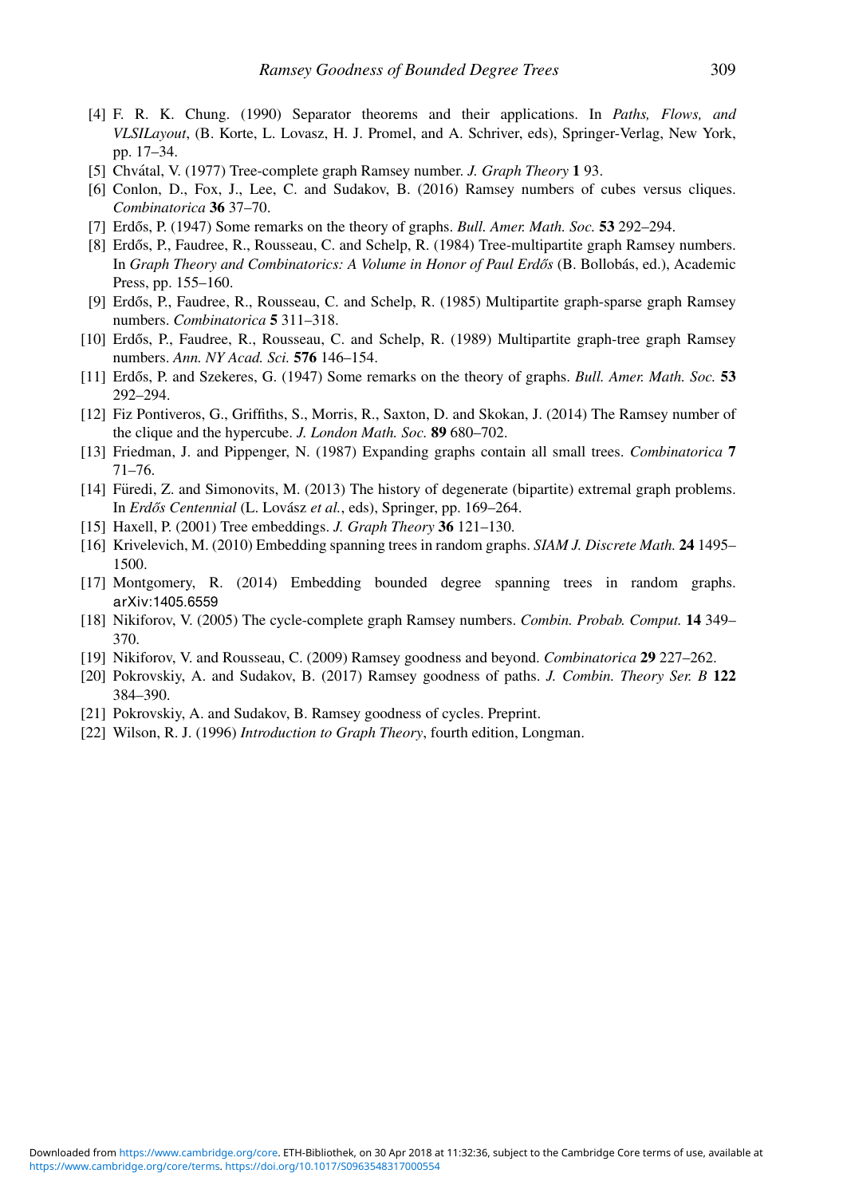[4] F. R. K. Chung. (1990) Separator theorems and their applications. In *Paths, Flows, and VLSILayout*, (B. Korte, L. Lovasz, H. J. Promel, and A. Schriver, eds), Springer-Verlag, New York, pp. 17–34.

[5] Chvátal, V. (1977) Tree-complete graph Ramsey number. *J. Graph Theory* **1** 93.

[6] Conlon, D., Fox, J., Lee, C. and Sudakov, B. (2016) Ramsey numbers of cubes versus cliques. *Combinatorica* **36** 37–70.

[7] Erdős, P. (1947) Some remarks on the theory of graphs. *Bull. Amer. Math. Soc.* **53** 292–294.

[8] Erdős, P., Faudree, R., Rousseau, C. and Schelp, R. (1984) Tree-multipartite graph Ramsey numbers. In *Graph Theory and Combinatorics: A Volume in Honor of Paul Erdős* (B. Bollobás, ed.), Academic Press, pp. 155–160.

[9] Erdős, P., Faudree, R., Rousseau, C. and Schelp, R. (1985) Multipartite graph-sparse graph Ramsey numbers. *Combinatorica* **5** 311–318.

[10] Erdős, P., Faudree, R., Rousseau, C. and Schelp, R. (1989) Multipartite graph-tree graph Ramsey numbers. *Ann. NY Acad. Sci.* **576** 146–154.

[11] Erdős, P. and Szekeres, G. (1947) Some remarks on the theory of graphs. *Bull. Amer. Math. Soc.* **53** 292–294.

[12] Fiz Pontiveros, G., Griffiths, S., Morris, R., Saxton, D. and Skokan, J. (2014) The Ramsey number of the clique and the hypercube. *J. London Math. Soc.* **89** 680–702.

[13] Friedman, J. and Pippenger, N. (1987) Expanding graphs contain all small trees. *Combinatorica* **7** 71–76.

[14] Füredi, Z. and Simonovits, M. (2013) The history of degenerate (bipartite) extremal graph problems. In *Erdős Centennial* (L. Lovász *et al.*, eds), Springer, pp. 169–264.

[15] Haxell, P. (2001) Tree embeddings. *J. Graph Theory* **36** 121–130.

[16] Krivelevich, M. (2010) Embedding spanning trees in random graphs. *SIAM J. Discrete Math.* **24** 1495–1500.

[17] Montgomery, R. (2014) Embedding bounded degree spanning trees in random graphs. arXiv:1405.6559

[18] Nikiforov, V. (2005) The cycle-complete graph Ramsey numbers. *Combin. Probab. Comput.* **14** 349–370.

[19] Nikiforov, V. and Rousseau, C. (2009) Ramsey goodness and beyond. *Combinatorica* **29** 227–262.

[20] Pokrovskiy, A. and Sudakov, B. (2017) Ramsey goodness of paths. *J. Combin. Theory Ser. B* **122** 384–390.

[21] Pokrovskiy, A. and Sudakov, B. Ramsey goodness of cycles. Preprint.

[22] Wilson, R. J. (1996) *Introduction to Graph Theory*, fourth edition, Longman.